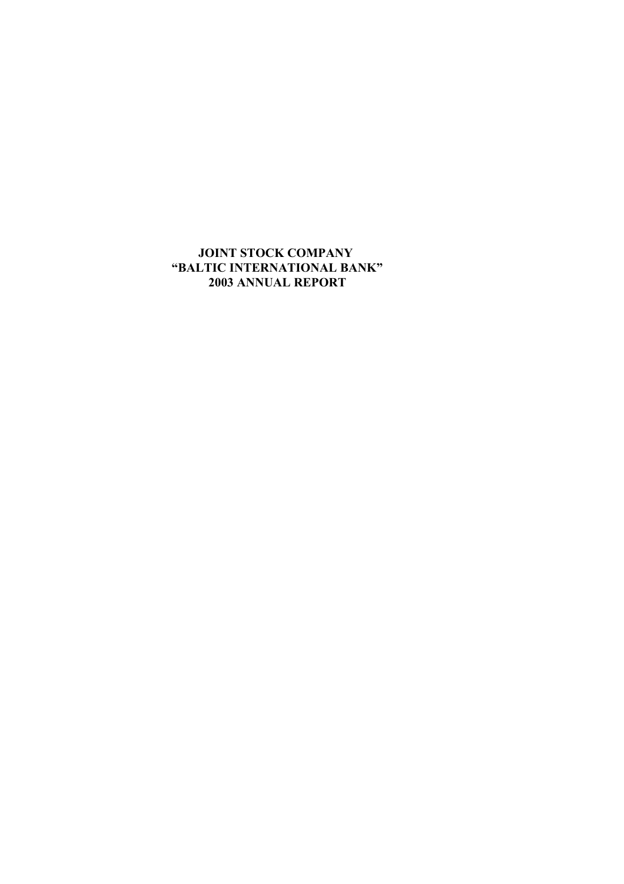# JOINT STOCK COMPANY
# "BALTIC INTERNATIONAL BANK"
# 2003 ANNUAL REPORT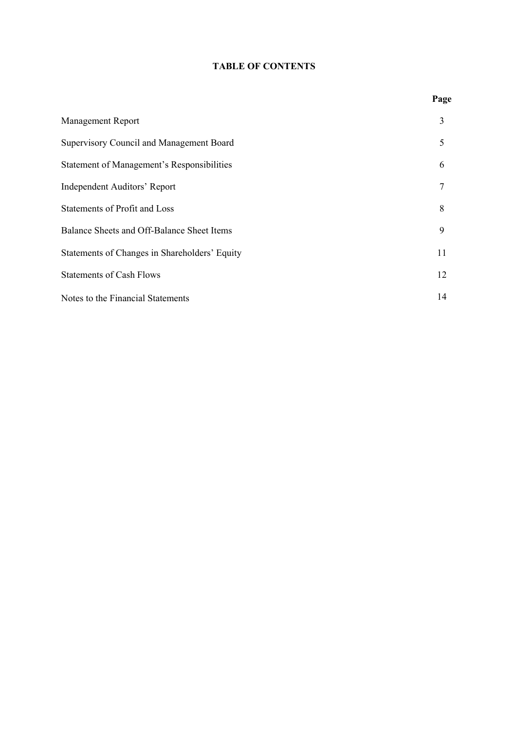# TABLE OF CONTENTS

| | Page |
|---|---|
| Management Report | 3 |
| Supervisory Council and Management Board | 5 |
| Statement of Management's Responsibilities | 6 |
| Independent Auditors' Report | 7 |
| Statements of Profit and Loss | 8 |
| Balance Sheets and Off-Balance Sheet Items | 9 |
| Statements of Changes in Shareholders' Equity | 11 |
| Statements of Cash Flows | 12 |
| Notes to the Financial Statements | 14 |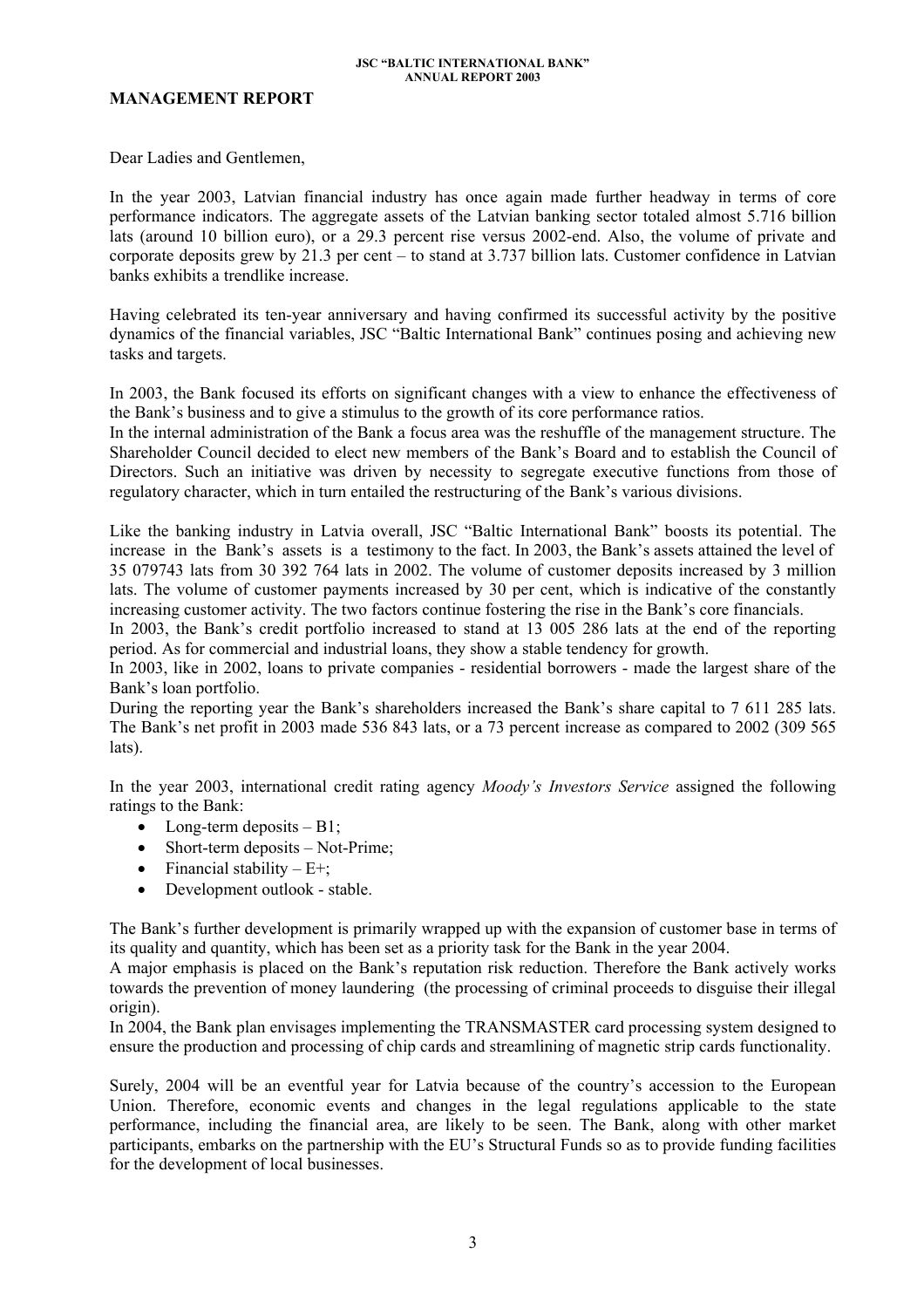## MANAGEMENT REPORT

Dear Ladies and Gentlemen,

In the year 2003, Latvian financial industry has once again made further headway in terms of core performance indicators. The aggregate assets of the Latvian banking sector totaled almost 5.716 billion lats (around 10 billion euro), or a 29.3 percent rise versus 2002-end. Also, the volume of private and corporate deposits grew by 21.3 per cent – to stand at 3.737 billion lats. Customer confidence in Latvian banks exhibits a trendlike increase.

Having celebrated its ten-year anniversary and having confirmed its successful activity by the positive dynamics of the financial variables, JSC "Baltic International Bank" continues posing and achieving new tasks and targets.

In 2003, the Bank focused its efforts on significant changes with a view to enhance the effectiveness of the Bank's business and to give a stimulus to the growth of its core performance ratios.
In the internal administration of the Bank a focus area was the reshuffle of the management structure. The Shareholder Council decided to elect new members of the Bank's Board and to establish the Council of Directors. Such an initiative was driven by necessity to segregate executive functions from those of regulatory character, which in turn entailed the restructuring of the Bank's various divisions.

Like the banking industry in Latvia overall, JSC "Baltic International Bank" boosts its potential. The increase in the Bank's assets is a testimony to the fact. In 2003, the Bank's assets attained the level of 35 079743 lats from 30 392 764 lats in 2002. The volume of customer deposits increased by 3 million lats. The volume of customer payments increased by 30 per cent, which is indicative of the constantly increasing customer activity. The two factors continue fostering the rise in the Bank's core financials.
In 2003, the Bank's credit portfolio increased to stand at 13 005 286 lats at the end of the reporting period. As for commercial and industrial loans, they show a stable tendency for growth.
In 2003, like in 2002, loans to private companies - residential borrowers - made the largest share of the Bank's loan portfolio.
During the reporting year the Bank's shareholders increased the Bank's share capital to 7 611 285 lats. The Bank's net profit in 2003 made 536 843 lats, or a 73 percent increase as compared to 2002 (309 565 lats).

In the year 2003, international credit rating agency *Moody's Investors Service* assigned the following ratings to the Bank:

- Long-term deposits – B1;
- Short-term deposits – Not-Prime;
- Financial stability – E+;
- Development outlook - stable.

The Bank's further development is primarily wrapped up with the expansion of customer base in terms of its quality and quantity, which has been set as a priority task for the Bank in the year 2004.
A major emphasis is placed on the Bank's reputation risk reduction. Therefore the Bank actively works towards the prevention of money laundering (the processing of criminal proceeds to disguise their illegal origin).
In 2004, the Bank plan envisages implementing the TRANSMASTER card processing system designed to ensure the production and processing of chip cards and streamlining of magnetic strip cards functionality.

Surely, 2004 will be an eventful year for Latvia because of the country's accession to the European Union. Therefore, economic events and changes in the legal regulations applicable to the state performance, including the financial area, are likely to be seen. The Bank, along with other market participants, embarks on the partnership with the EU's Structural Funds so as to provide funding facilities for the development of local businesses.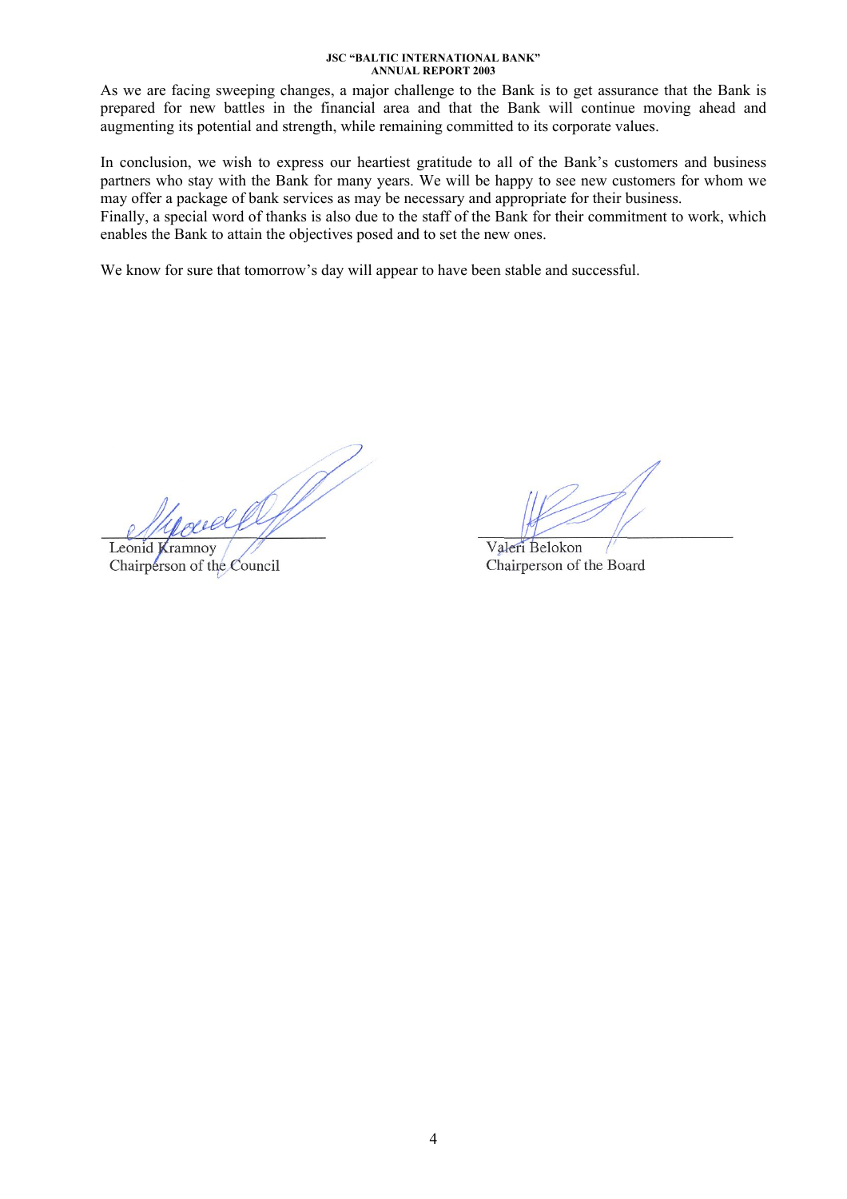As we are facing sweeping changes, a major challenge to the Bank is to get assurance that the Bank is prepared for new battles in the financial area and that the Bank will continue moving ahead and augmenting its potential and strength, while remaining committed to its corporate values.

In conclusion, we wish to express our heartiest gratitude to all of the Bank's customers and business partners who stay with the Bank for many years. We will be happy to see new customers for whom we may offer a package of bank services as may be necessary and appropriate for their business.
Finally, a special word of thanks is also due to the staff of the Bank for their commitment to work, which enables the Bank to attain the objectives posed and to set the new ones.

We know for sure that tomorrow's day will appear to have been stable and successful.

Leonid Kramnoy
Chairperson of the Council

Valeri Belokon
Chairperson of the Board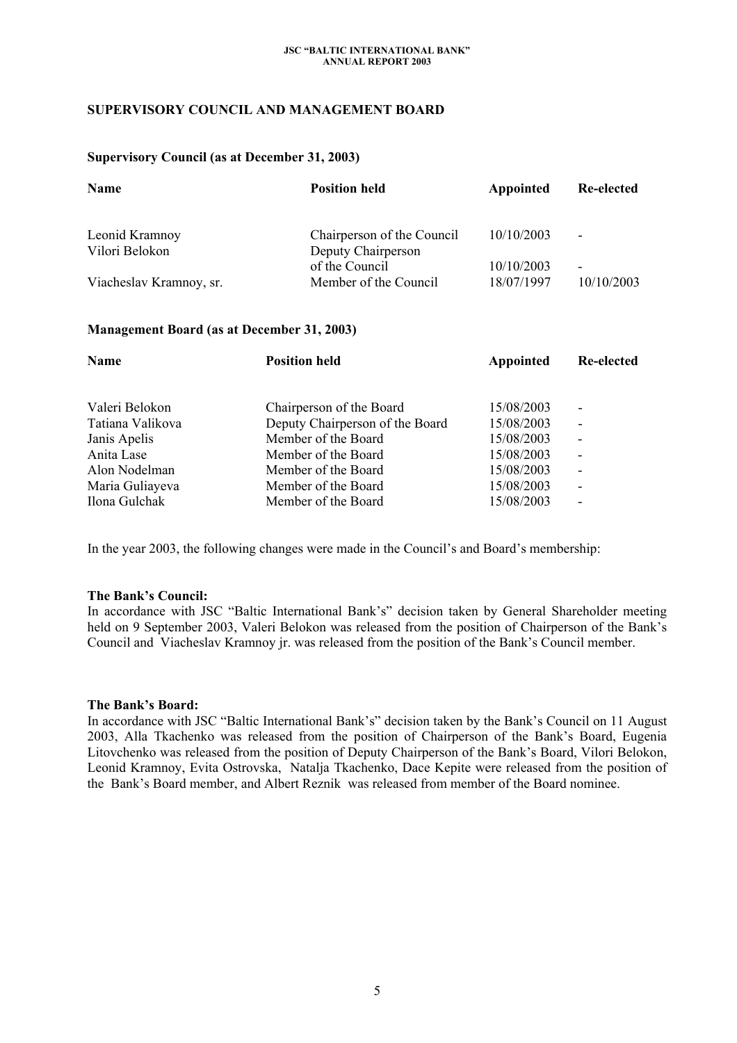## SUPERVISORY COUNCIL AND MANAGEMENT BOARD

### Supervisory Council (as at December 31, 2003)

| Name | Position held | Appointed | Re-elected |
|---|---|---|---|
| Leonid Kramnoy | Chairperson of the Council | 10/10/2003 | - |
| Vilori Belokon | Deputy Chairperson of the Council | 10/10/2003 | - |
| Viacheslav Kramnoy, sr. | Member of the Council | 18/07/1997 | 10/10/2003 |

### Management Board (as at December 31, 2003)

| Name | Position held | Appointed | Re-elected |
|---|---|---|---|
| Valeri Belokon | Chairperson of the Board | 15/08/2003 | - |
| Tatiana Valikova | Deputy Chairperson of the Board | 15/08/2003 | - |
| Janis Apelis | Member of the Board | 15/08/2003 | - |
| Anita Lase | Member of the Board | 15/08/2003 | - |
| Alon Nodelman | Member of the Board | 15/08/2003 | - |
| Maria Guliayeva | Member of the Board | 15/08/2003 | - |
| Ilona Gulchak | Member of the Board | 15/08/2003 | - |

In the year 2003, the following changes were made in the Council's and Board's membership:

**The Bank's Council:**
In accordance with JSC "Baltic International Bank's" decision taken by General Shareholder meeting held on 9 September 2003, Valeri Belokon was released from the position of Chairperson of the Bank's Council and Viacheslav Kramnoy jr. was released from the position of the Bank's Council member.

**The Bank's Board:**
In accordance with JSC "Baltic International Bank's" decision taken by the Bank's Council on 11 August 2003, Alla Tkachenko was released from the position of Chairperson of the Bank's Board, Eugenia Litovchenko was released from the position of Deputy Chairperson of the Bank's Board, Vilori Belokon, Leonid Kramnoy, Evita Ostrovska, Natalja Tkachenko, Dace Kepite were released from the position of the Bank's Board member, and Albert Reznik was released from member of the Board nominee.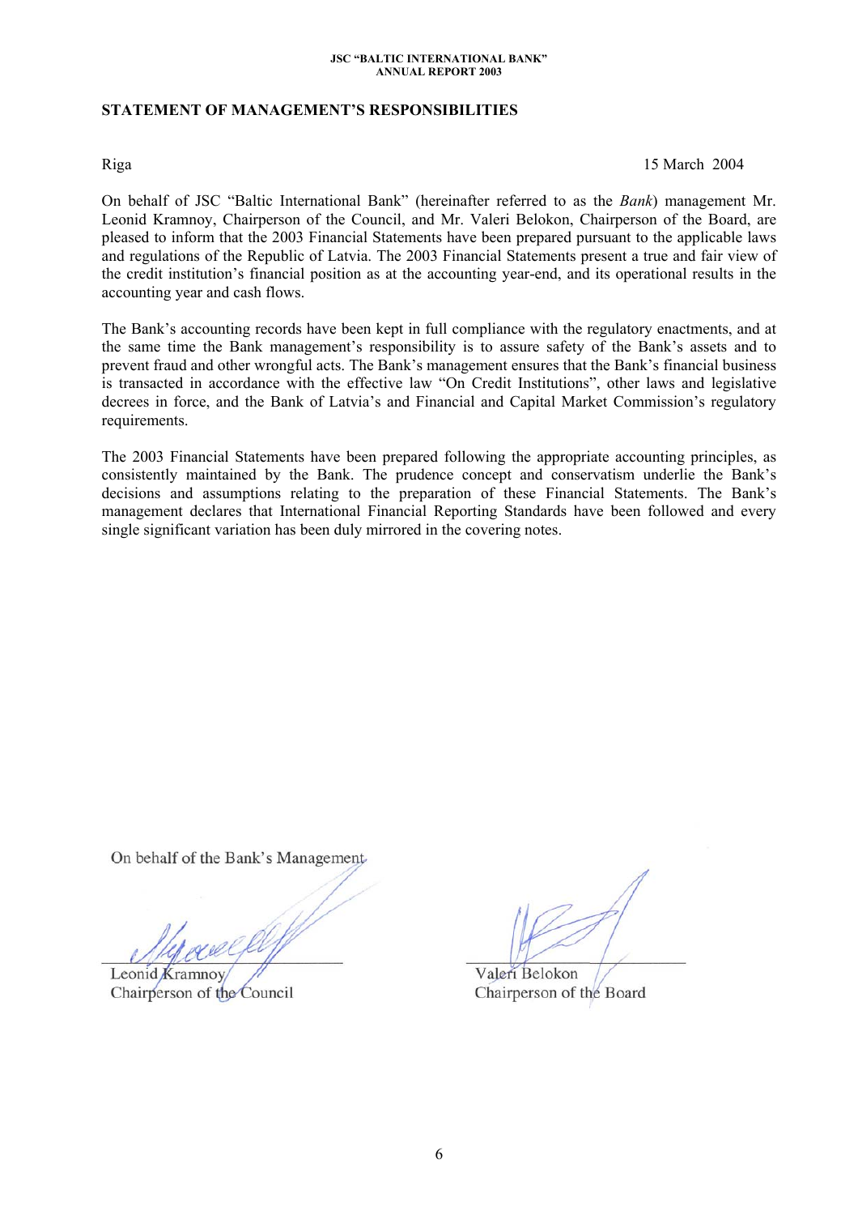## STATEMENT OF MANAGEMENT'S RESPONSIBILITIES

Riga 15 March 2004

On behalf of JSC "Baltic International Bank" (hereinafter referred to as the *Bank*) management Mr. Leonid Kramnoy, Chairperson of the Council, and Mr. Valeri Belokon, Chairperson of the Board, are pleased to inform that the 2003 Financial Statements have been prepared pursuant to the applicable laws and regulations of the Republic of Latvia. The 2003 Financial Statements present a true and fair view of the credit institution's financial position as at the accounting year-end, and its operational results in the accounting year and cash flows.

The Bank's accounting records have been kept in full compliance with the regulatory enactments, and at the same time the Bank management's responsibility is to assure safety of the Bank's assets and to prevent fraud and other wrongful acts. The Bank's management ensures that the Bank's financial business is transacted in accordance with the effective law "On Credit Institutions", other laws and legislative decrees in force, and the Bank of Latvia's and Financial and Capital Market Commission's regulatory requirements.

The 2003 Financial Statements have been prepared following the appropriate accounting principles, as consistently maintained by the Bank. The prudence concept and conservatism underlie the Bank's decisions and assumptions relating to the preparation of these Financial Statements. The Bank's management declares that International Financial Reporting Standards have been followed and every single significant variation has been duly mirrored in the covering notes.

On behalf of the Bank's Management

| | |
|---|---|
| Leonid Kramnoy | Valeri Belokon |
| Chairperson of the Council | Chairperson of the Board |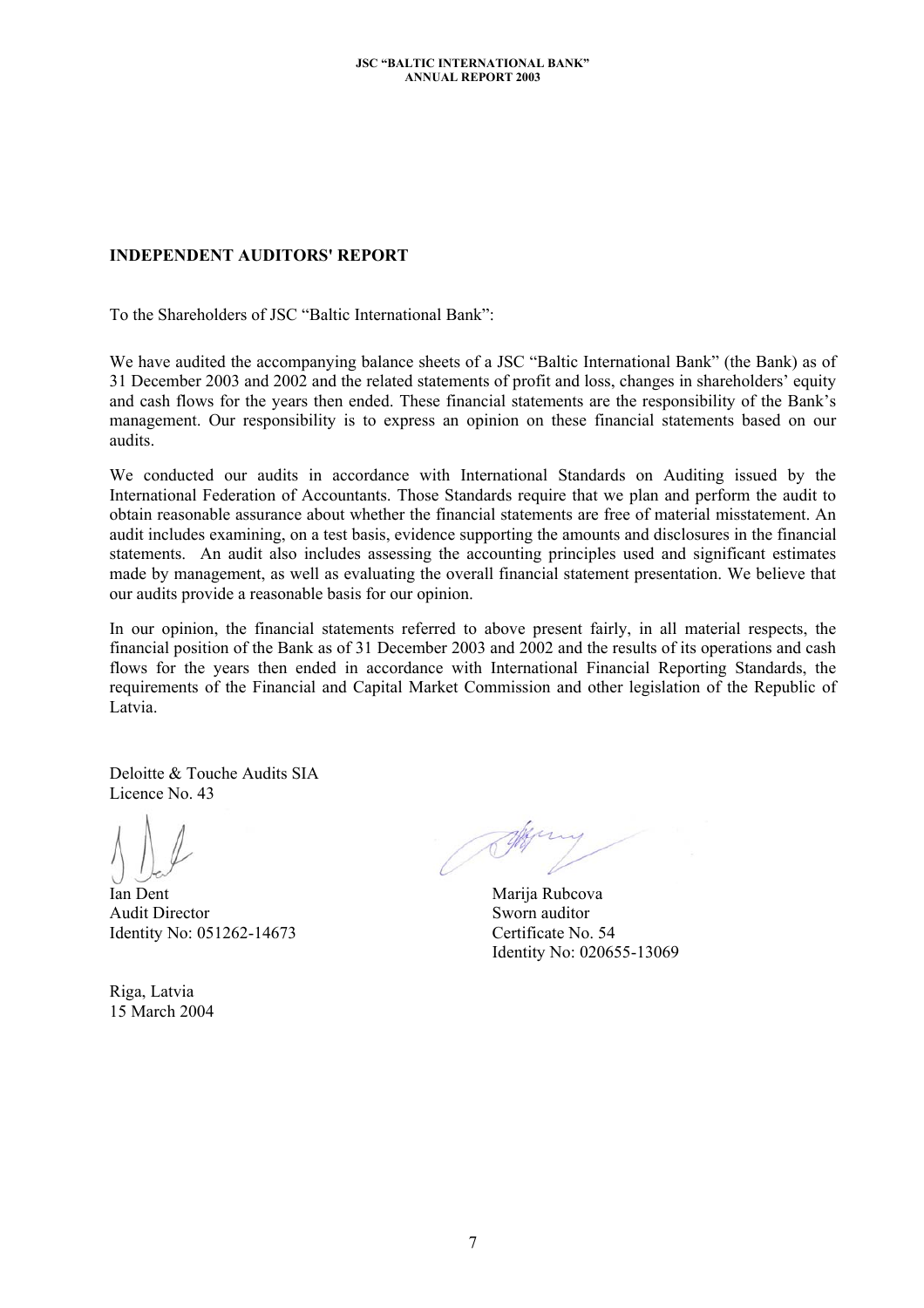## INDEPENDENT AUDITORS' REPORT

To the Shareholders of JSC "Baltic International Bank":

We have audited the accompanying balance sheets of a JSC "Baltic International Bank" (the Bank) as of 31 December 2003 and 2002 and the related statements of profit and loss, changes in shareholders' equity and cash flows for the years then ended. These financial statements are the responsibility of the Bank's management. Our responsibility is to express an opinion on these financial statements based on our audits.

We conducted our audits in accordance with International Standards on Auditing issued by the International Federation of Accountants. Those Standards require that we plan and perform the audit to obtain reasonable assurance about whether the financial statements are free of material misstatement. An audit includes examining, on a test basis, evidence supporting the amounts and disclosures in the financial statements. An audit also includes assessing the accounting principles used and significant estimates made by management, as well as evaluating the overall financial statement presentation. We believe that our audits provide a reasonable basis for our opinion.

In our opinion, the financial statements referred to above present fairly, in all material respects, the financial position of the Bank as of 31 December 2003 and 2002 and the results of its operations and cash flows for the years then ended in accordance with International Financial Reporting Standards, the requirements of the Financial and Capital Market Commission and other legislation of the Republic of Latvia.

Deloitte & Touche Audits SIA
Licence No. 43

Ian Dent
Audit Director
Identity No: 051262-14673

Marija Rubcova
Sworn auditor
Certificate No. 54
Identity No: 020655-13069

Riga, Latvia
15 March 2004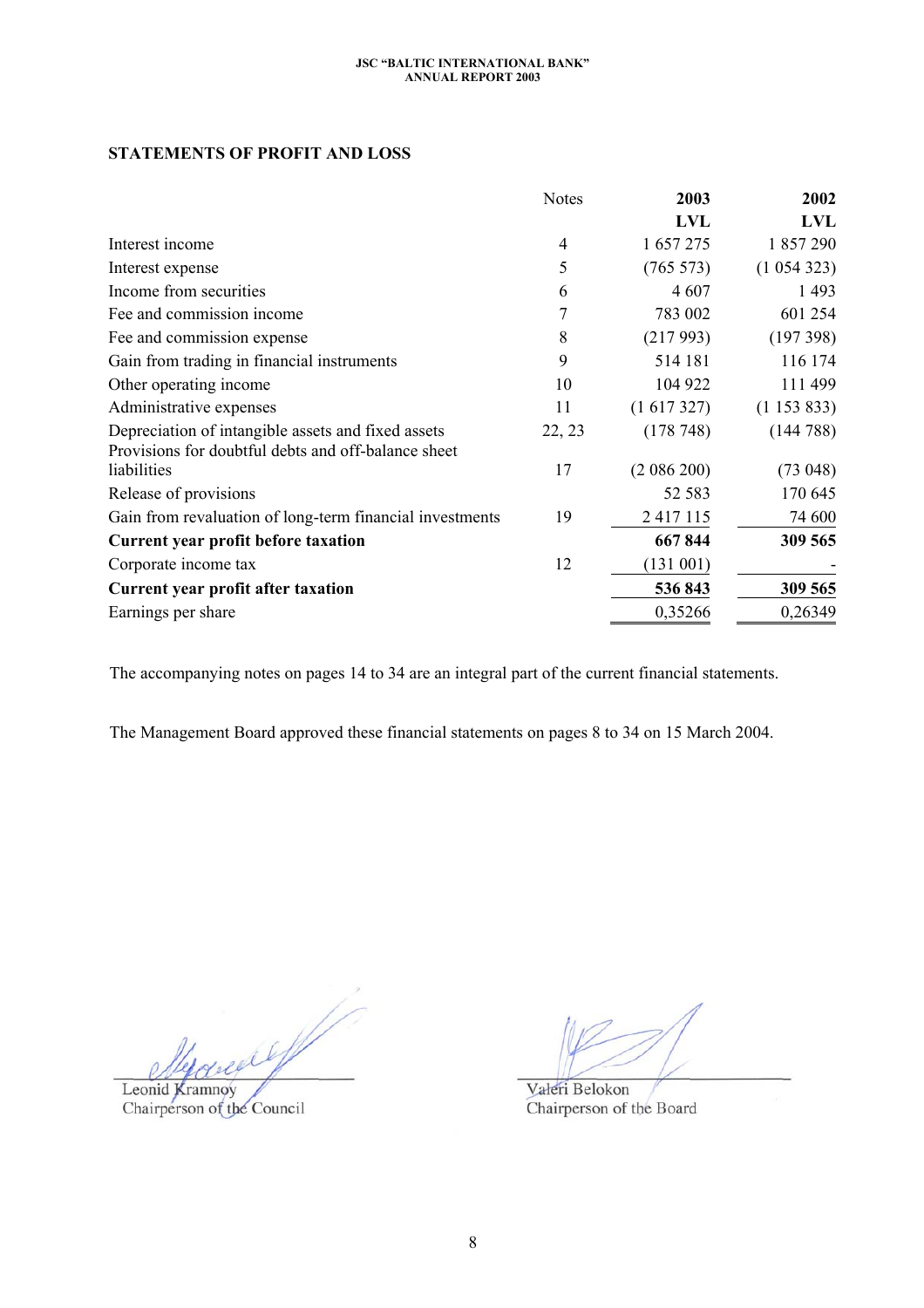## STATEMENTS OF PROFIT AND LOSS

| | Notes | 2003<br>LVL | 2002<br>LVL |
|---|---|---|---|
| Interest income | 4 | 1 657 275 | 1 857 290 |
| Interest expense | 5 | (765 573) | (1 054 323) |
| Income from securities | 6 | 4 607 | 1 493 |
| Fee and commission income | 7 | 783 002 | 601 254 |
| Fee and commission expense | 8 | (217 993) | (197 398) |
| Gain from trading in financial instruments | 9 | 514 181 | 116 174 |
| Other operating income | 10 | 104 922 | 111 499 |
| Administrative expenses | 11 | (1 617 327) | (1 153 833) |
| Depreciation of intangible assets and fixed assets | 22, 23 | (178 748) | (144 788) |
| Provisions for doubtful debts and off-balance sheet liabilities | 17 | (2 086 200) | (73 048) |
| Release of provisions | | 52 583 | 170 645 |
| Gain from revaluation of long-term financial investments | 19 | 2 417 115 | 74 600 |
| **Current year profit before taxation** | | **667 844** | **309 565** |
| Corporate income tax | 12 | (131 001) | - |
| **Current year profit after taxation** | | **536 843** | **309 565** |
| Earnings per share | | 0,35266 | 0,26349 |

The accompanying notes on pages 14 to 34 are an integral part of the current financial statements.

The Management Board approved these financial statements on pages 8 to 34 on 15 March 2004.

Leonid Kramnoy
Chairperson of the Council

Valeri Belokon
Chairperson of the Board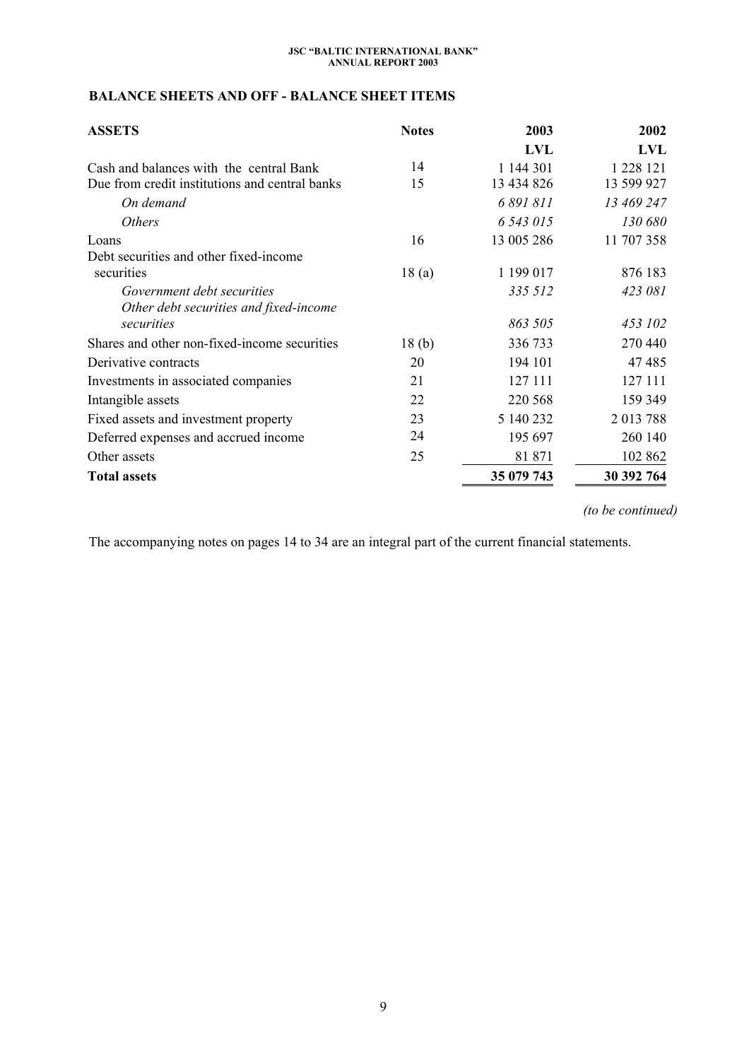## BALANCE SHEETS AND OFF - BALANCE SHEET ITEMS

| ASSETS | Notes | 2003 | 2002 |
|---|---|---|---|
| | | LVL | LVL |
| Cash and balances with the central Bank | 14 | 1 144 301 | 1 228 121 |
| Due from credit institutions and central banks | 15 | 13 434 826 | 13 599 927 |
| *On demand* | | *6 891 811* | *13 469 247* |
| *Others* | | *6 543 015* | *130 680* |
| Loans | 16 | 13 005 286 | 11 707 358 |
| Debt securities and other fixed-income securities | 18 (a) | 1 199 017 | 876 183 |
| *Government debt securities* | | *335 512* | *423 081* |
| *Other debt securities and fixed-income securities* | | *863 505* | *453 102* |
| Shares and other non-fixed-income securities | 18 (b) | 336 733 | 270 440 |
| Derivative contracts | 20 | 194 101 | 47 485 |
| Investments in associated companies | 21 | 127 111 | 127 111 |
| Intangible assets | 22 | 220 568 | 159 349 |
| Fixed assets and investment property | 23 | 5 140 232 | 2 013 788 |
| Deferred expenses and accrued income | 24 | 195 697 | 260 140 |
| Other assets | 25 | 81 871 | 102 862 |
| **Total assets** | | **35 079 743** | **30 392 764** |

*(to be continued)*

The accompanying notes on pages 14 to 34 are an integral part of the current financial statements.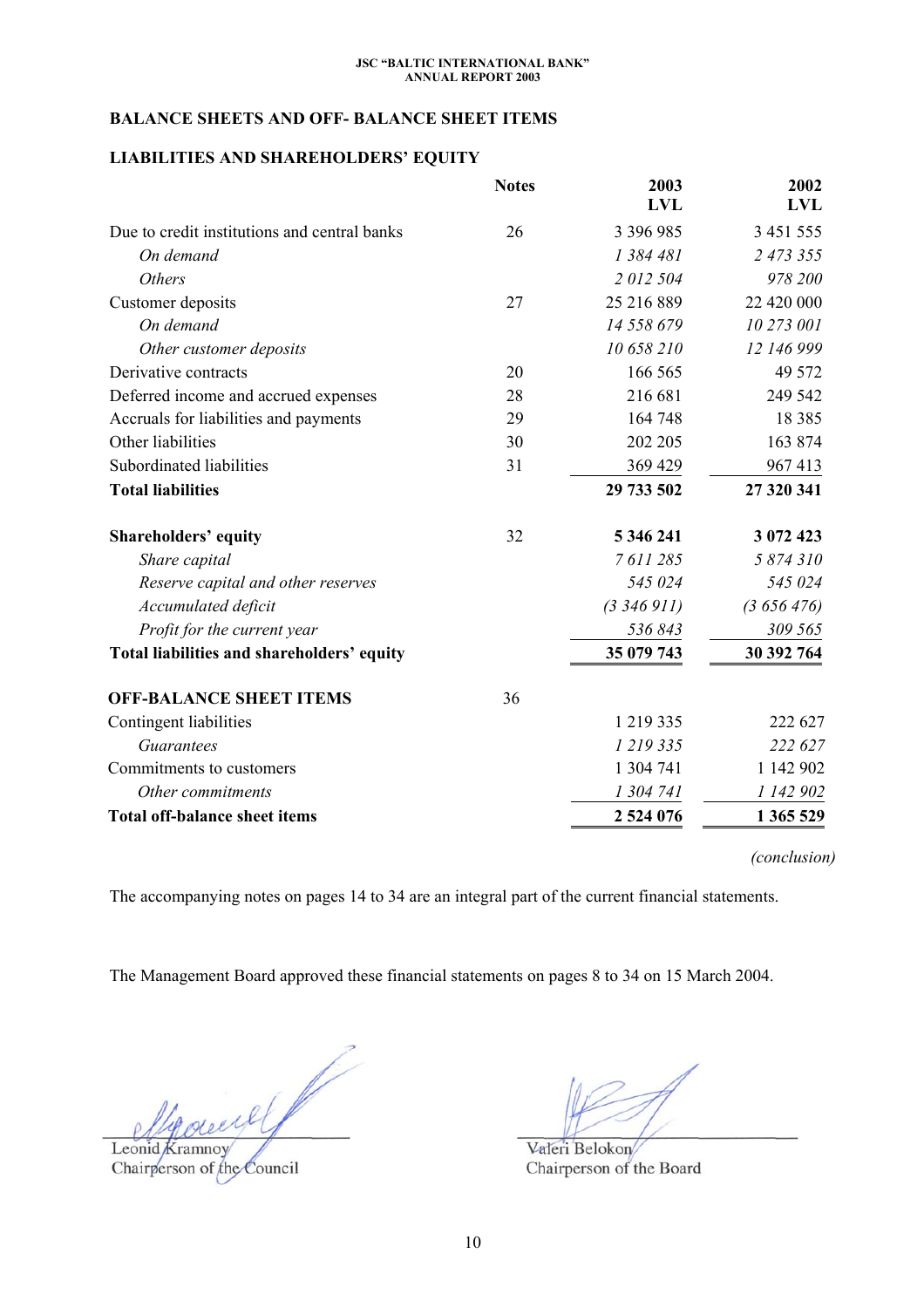## BALANCE SHEETS AND OFF- BALANCE SHEET ITEMS

### LIABILITIES AND SHAREHOLDERS' EQUITY

| | Notes | 2003 LVL | 2002 LVL |
|---|---|---|---|
| Due to credit institutions and central banks | 26 | 3 396 985 | 3 451 555 |
| *On demand* | | *1 384 481* | *2 473 355* |
| *Others* | | *2 012 504* | *978 200* |
| Customer deposits | 27 | 25 216 889 | 22 420 000 |
| *On demand* | | *14 558 679* | *10 273 001* |
| *Other customer deposits* | | *10 658 210* | *12 146 999* |
| Derivative contracts | 20 | 166 565 | 49 572 |
| Deferred income and accrued expenses | 28 | 216 681 | 249 542 |
| Accruals for liabilities and payments | 29 | 164 748 | 18 385 |
| Other liabilities | 30 | 202 205 | 163 874 |
| Subordinated liabilities | 31 | 369 429 | 967 413 |
| **Total liabilities** | | **29 733 502** | **27 320 341** |
| | | | |
| **Shareholders' equity** | 32 | **5 346 241** | **3 072 423** |
| *Share capital* | | *7 611 285* | *5 874 310* |
| *Reserve capital and other reserves* | | *545 024* | *545 024* |
| *Accumulated deficit* | | *(3 346 911)* | *(3 656 476)* |
| *Profit for the current year* | | *536 843* | *309 565* |
| **Total liabilities and shareholders' equity** | | **35 079 743** | **30 392 764** |

| | Notes | 2003 LVL | 2002 LVL |
|---|---|---|---|
| **OFF-BALANCE SHEET ITEMS** | 36 | | |
| Contingent liabilities | | 1 219 335 | 222 627 |
| *Guarantees* | | *1 219 335* | *222 627* |
| Commitments to customers | | 1 304 741 | 1 142 902 |
| *Other commitments* | | *1 304 741* | *1 142 902* |
| **Total off-balance sheet items** | | **2 524 076** | **1 365 529** |

*(conclusion)*

The accompanying notes on pages 14 to 34 are an integral part of the current financial statements.

The Management Board approved these financial statements on pages 8 to 34 on 15 March 2004.

Leonid Kramnoy
Chairperson of the Council

Valeri Belokon
Chairperson of the Board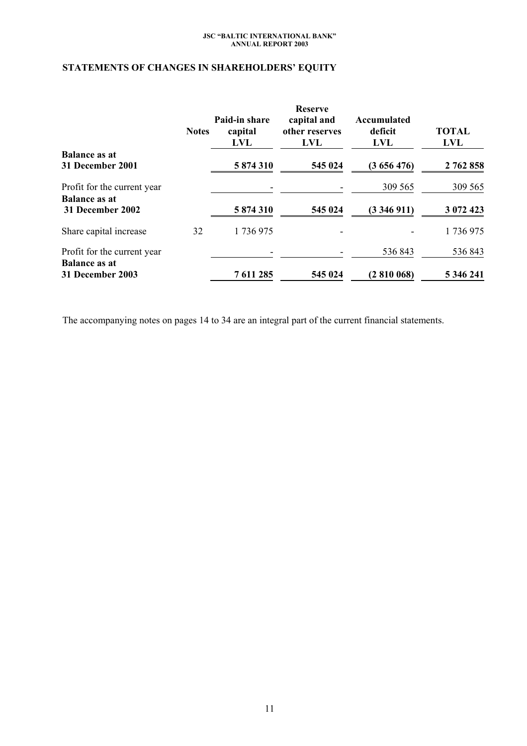## STATEMENTS OF CHANGES IN SHAREHOLDERS' EQUITY

| | Notes | Paid-in share capital LVL | Reserve capital and other reserves LVL | Accumulated deficit LVL | TOTAL LVL |
|---|---|---|---|---|---|
| **Balance as at 31 December 2001** | | **5 874 310** | **545 024** | **(3 656 476)** | **2 762 858** |
| Profit for the current year | | - | - | 309 565 | 309 565 |
| **Balance as at 31 December 2002** | | **5 874 310** | **545 024** | **(3 346 911)** | **3 072 423** |
| Share capital increase | 32 | 1 736 975 | - | - | 1 736 975 |
| Profit for the current year | | - | - | 536 843 | 536 843 |
| **Balance as at 31 December 2003** | | **7 611 285** | **545 024** | **(2 810 068)** | **5 346 241** |

The accompanying notes on pages 14 to 34 are an integral part of the current financial statements.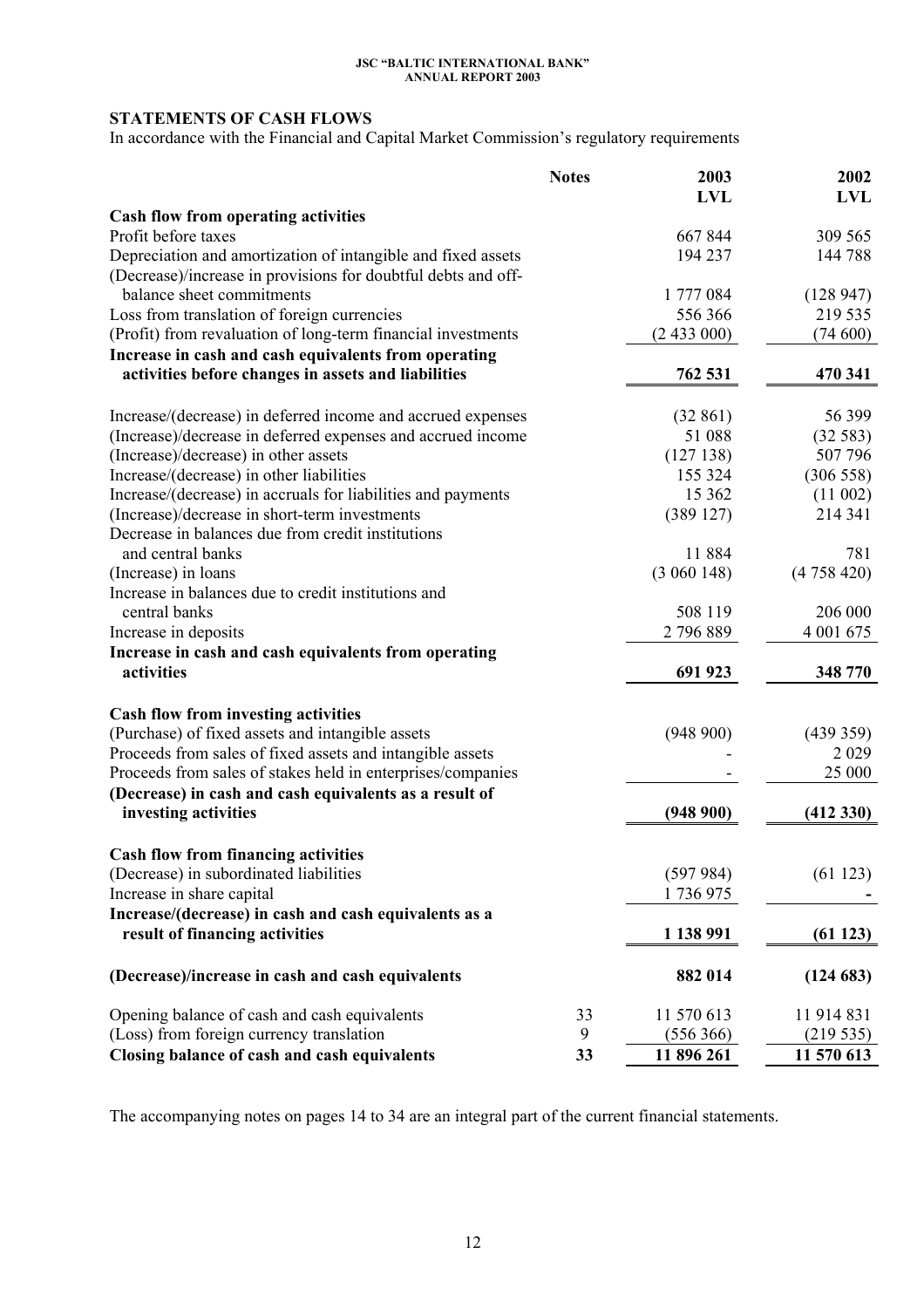## STATEMENTS OF CASH FLOWS

In accordance with the Financial and Capital Market Commission's regulatory requirements

| | Notes | 2003 LVL | 2002 LVL |
|---|---|---|---|
| **Cash flow from operating activities** | | | |
| Profit before taxes | | 667 844 | 309 565 |
| Depreciation and amortization of intangible and fixed assets | | 194 237 | 144 788 |
| (Decrease)/increase in provisions for doubtful debts and off-balance sheet commitments | | 1 777 084 | (128 947) |
| Loss from translation of foreign currencies | | 556 366 | 219 535 |
| (Profit) from revaluation of long-term financial investments | | (2 433 000) | (74 600) |
| **Increase in cash and cash equivalents from operating activities before changes in assets and liabilities** | | **762 531** | **470 341** |
| Increase/(decrease) in deferred income and accrued expenses | | (32 861) | 56 399 |
| (Increase)/decrease in deferred expenses and accrued income | | 51 088 | (32 583) |
| (Increase)/decrease in other assets | | (127 138) | 507 796 |
| Increase/(decrease) in other liabilities | | 155 324 | (306 558) |
| Increase/(decrease) in accruals for liabilities and payments | | 15 362 | (11 002) |
| (Increase)/decrease in short-term investments | | (389 127) | 214 341 |
| Decrease in balances due from credit institutions and central banks | | 11 884 | 781 |
| (Increase) in loans | | (3 060 148) | (4 758 420) |
| Increase in balances due to credit institutions and central banks | | 508 119 | 206 000 |
| Increase in deposits | | 2 796 889 | 4 001 675 |
| **Increase in cash and cash equivalents from operating activities** | | **691 923** | **348 770** |
| **Cash flow from investing activities** | | | |
| (Purchase) of fixed assets and intangible assets | | (948 900) | (439 359) |
| Proceeds from sales of fixed assets and intangible assets | | - | 2 029 |
| Proceeds from sales of stakes held in enterprises/companies | | - | 25 000 |
| **(Decrease) in cash and cash equivalents as a result of investing activities** | | **(948 900)** | **(412 330)** |
| **Cash flow from financing activities** | | | |
| (Decrease) in subordinated liabilities | | (597 984) | (61 123) |
| Increase in share capital | | 1 736 975 | - |
| **Increase/(decrease) in cash and cash equivalents as a result of financing activities** | | **1 138 991** | **(61 123)** |
| **(Decrease)/increase in cash and cash equivalents** | | **882 014** | **(124 683)** |
| Opening balance of cash and cash equivalents | 33 | 11 570 613 | 11 914 831 |
| (Loss) from foreign currency translation | 9 | (556 366) | (219 535) |
| **Closing balance of cash and cash equivalents** | **33** | **11 896 261** | **11 570 613** |

The accompanying notes on pages 14 to 34 are an integral part of the current financial statements.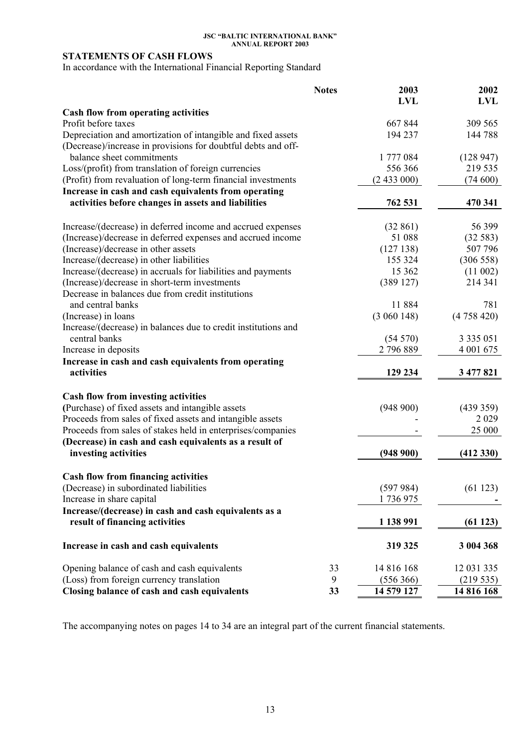## STATEMENTS OF CASH FLOWS

In accordance with the International Financial Reporting Standard

| | Notes | 2003 LVL | 2002 LVL |
|---|---|---|---|
| **Cash flow from operating activities** | | | |
| Profit before taxes | | 667 844 | 309 565 |
| Depreciation and amortization of intangible and fixed assets | | 194 237 | 144 788 |
| (Decrease)/increase in provisions for doubtful debts and off-balance sheet commitments | | 1 777 084 | (128 947) |
| Loss/(profit) from translation of foreign currencies | | 556 366 | 219 535 |
| (Profit) from revaluation of long-term financial investments | | (2 433 000) | (74 600) |
| **Increase in cash and cash equivalents from operating activities before changes in assets and liabilities** | | **762 531** | **470 341** |
| Increase/(decrease) in deferred income and accrued expenses | | (32 861) | 56 399 |
| (Increase)/decrease in deferred expenses and accrued income | | 51 088 | (32 583) |
| (Increase)/decrease in other assets | | (127 138) | 507 796 |
| Increase/(decrease) in other liabilities | | 155 324 | (306 558) |
| Increase/(decrease) in accruals for liabilities and payments | | 15 362 | (11 002) |
| (Increase)/decrease in short-term investments | | (389 127) | 214 341 |
| Decrease in balances due from credit institutions and central banks | | 11 884 | 781 |
| (Increase) in loans | | (3 060 148) | (4 758 420) |
| Increase/(decrease) in balances due to credit institutions and central banks | | (54 570) | 3 335 051 |
| Increase in deposits | | 2 796 889 | 4 001 675 |
| **Increase in cash and cash equivalents from operating activities** | | **129 234** | **3 477 821** |
| **Cash flow from investing activities** | | | |
| (Purchase) of fixed assets and intangible assets | | (948 900) | (439 359) |
| Proceeds from sales of fixed assets and intangible assets | | - | 2 029 |
| Proceeds from sales of stakes held in enterprises/companies | | - | 25 000 |
| **(Decrease) in cash and cash equivalents as a result of investing activities** | | **(948 900)** | **(412 330)** |
| **Cash flow from financing activities** | | | |
| (Decrease) in subordinated liabilities | | (597 984) | (61 123) |
| Increase in share capital | | 1 736 975 | - |
| **Increase/(decrease) in cash and cash equivalents as a result of financing activities** | | **1 138 991** | **(61 123)** |
| **Increase in cash and cash equivalents** | | **319 325** | **3 004 368** |
| Opening balance of cash and cash equivalents | 33 | 14 816 168 | 12 031 335 |
| (Loss) from foreign currency translation | 9 | (556 366) | (219 535) |
| **Closing balance of cash and cash equivalents** | **33** | **14 579 127** | **14 816 168** |

The accompanying notes on pages 14 to 34 are an integral part of the current financial statements.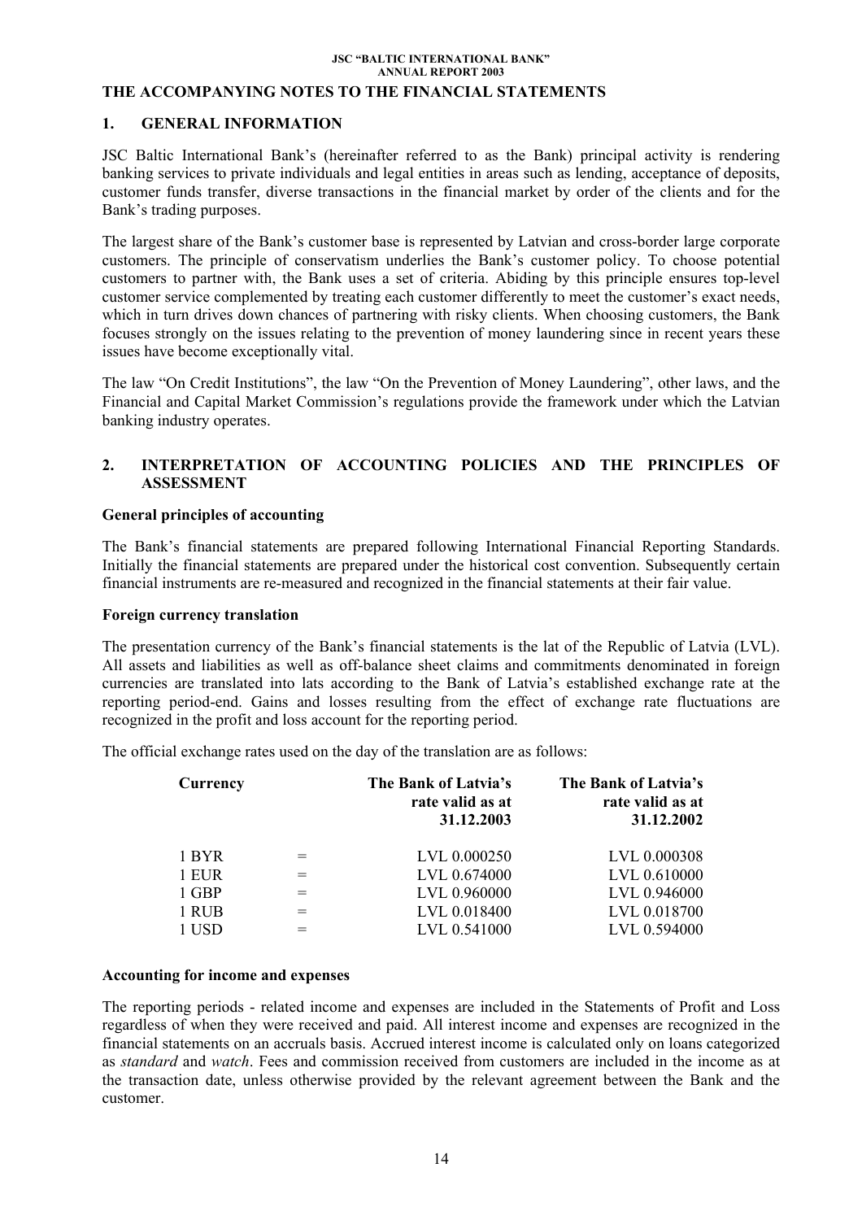## THE ACCOMPANYING NOTES TO THE FINANCIAL STATEMENTS

### 1. GENERAL INFORMATION

JSC Baltic International Bank's (hereinafter referred to as the Bank) principal activity is rendering banking services to private individuals and legal entities in areas such as lending, acceptance of deposits, customer funds transfer, diverse transactions in the financial market by order of the clients and for the Bank's trading purposes.

The largest share of the Bank's customer base is represented by Latvian and cross-border large corporate customers. The principle of conservatism underlies the Bank's customer policy. To choose potential customers to partner with, the Bank uses a set of criteria. Abiding by this principle ensures top-level customer service complemented by treating each customer differently to meet the customer's exact needs, which in turn drives down chances of partnering with risky clients. When choosing customers, the Bank focuses strongly on the issues relating to the prevention of money laundering since in recent years these issues have become exceptionally vital.

The law "On Credit Institutions", the law "On the Prevention of Money Laundering", other laws, and the Financial and Capital Market Commission's regulations provide the framework under which the Latvian banking industry operates.

### 2. INTERPRETATION OF ACCOUNTING POLICIES AND THE PRINCIPLES OF ASSESSMENT

**General principles of accounting**

The Bank's financial statements are prepared following International Financial Reporting Standards. Initially the financial statements are prepared under the historical cost convention. Subsequently certain financial instruments are re-measured and recognized in the financial statements at their fair value.

**Foreign currency translation**

The presentation currency of the Bank's financial statements is the lat of the Republic of Latvia (LVL). All assets and liabilities as well as off-balance sheet claims and commitments denominated in foreign currencies are translated into lats according to the Bank of Latvia's established exchange rate at the reporting period-end. Gains and losses resulting from the effect of exchange rate fluctuations are recognized in the profit and loss account for the reporting period.

The official exchange rates used on the day of the translation are as follows:

| Currency | | The Bank of Latvia's rate valid as at 31.12.2003 | The Bank of Latvia's rate valid as at 31.12.2002 |
|---|---|---|---|
| 1 BYR | = | LVL 0.000250 | LVL 0.000308 |
| 1 EUR | = | LVL 0.674000 | LVL 0.610000 |
| 1 GBP | = | LVL 0.960000 | LVL 0.946000 |
| 1 RUB | = | LVL 0.018400 | LVL 0.018700 |
| 1 USD | = | LVL 0.541000 | LVL 0.594000 |

**Accounting for income and expenses**

The reporting periods - related income and expenses are included in the Statements of Profit and Loss regardless of when they were received and paid. All interest income and expenses are recognized in the financial statements on an accruals basis. Accrued interest income is calculated only on loans categorized as *standard* and *watch*. Fees and commission received from customers are included in the income as at the transaction date, unless otherwise provided by the relevant agreement between the Bank and the customer.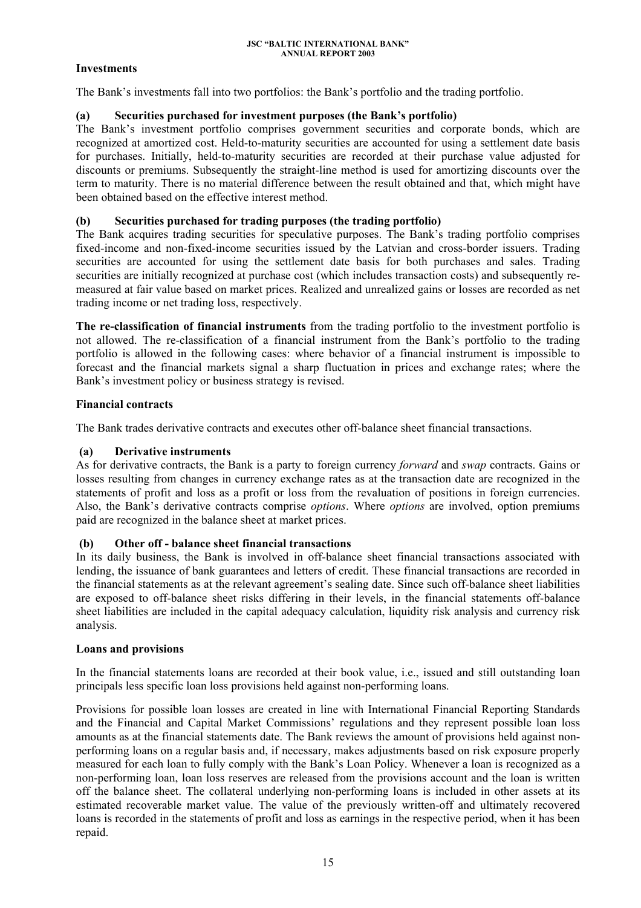## Investments

The Bank's investments fall into two portfolios: the Bank's portfolio and the trading portfolio.

### (a) Securities purchased for investment purposes (the Bank's portfolio)

The Bank's investment portfolio comprises government securities and corporate bonds, which are recognized at amortized cost. Held-to-maturity securities are accounted for using a settlement date basis for purchases. Initially, held-to-maturity securities are recorded at their purchase value adjusted for discounts or premiums. Subsequently the straight-line method is used for amortizing discounts over the term to maturity. There is no material difference between the result obtained and that, which might have been obtained based on the effective interest method.

### (b) Securities purchased for trading purposes (the trading portfolio)

The Bank acquires trading securities for speculative purposes. The Bank's trading portfolio comprises fixed-income and non-fixed-income securities issued by the Latvian and cross-border issuers. Trading securities are accounted for using the settlement date basis for both purchases and sales. Trading securities are initially recognized at purchase cost (which includes transaction costs) and subsequently re-measured at fair value based on market prices. Realized and unrealized gains or losses are recorded as net trading income or net trading loss, respectively.

**The re-classification of financial instruments** from the trading portfolio to the investment portfolio is not allowed. The re-classification of a financial instrument from the Bank's portfolio to the trading portfolio is allowed in the following cases: where behavior of a financial instrument is impossible to forecast and the financial markets signal a sharp fluctuation in prices and exchange rates; where the Bank's investment policy or business strategy is revised.

## Financial contracts

The Bank trades derivative contracts and executes other off-balance sheet financial transactions.

### (a) Derivative instruments

As for derivative contracts, the Bank is a party to foreign currency *forward* and *swap* contracts. Gains or losses resulting from changes in currency exchange rates as at the transaction date are recognized in the statements of profit and loss as a profit or loss from the revaluation of positions in foreign currencies. Also, the Bank's derivative contracts comprise *options*. Where *options* are involved, option premiums paid are recognized in the balance sheet at market prices.

### (b) Other off - balance sheet financial transactions

In its daily business, the Bank is involved in off-balance sheet financial transactions associated with lending, the issuance of bank guarantees and letters of credit. These financial transactions are recorded in the financial statements as at the relevant agreement's sealing date. Since such off-balance sheet liabilities are exposed to off-balance sheet risks differing in their levels, in the financial statements off-balance sheet liabilities are included in the capital adequacy calculation, liquidity risk analysis and currency risk analysis.

## Loans and provisions

In the financial statements loans are recorded at their book value, i.e., issued and still outstanding loan principals less specific loan loss provisions held against non-performing loans.

Provisions for possible loan losses are created in line with International Financial Reporting Standards and the Financial and Capital Market Commissions' regulations and they represent possible loan loss amounts as at the financial statements date. The Bank reviews the amount of provisions held against non-performing loans on a regular basis and, if necessary, makes adjustments based on risk exposure properly measured for each loan to fully comply with the Bank's Loan Policy. Whenever a loan is recognized as a non-performing loan, loan loss reserves are released from the provisions account and the loan is written off the balance sheet. The collateral underlying non-performing loans is included in other assets at its estimated recoverable market value. The value of the previously written-off and ultimately recovered loans is recorded in the statements of profit and loss as earnings in the respective period, when it has been repaid.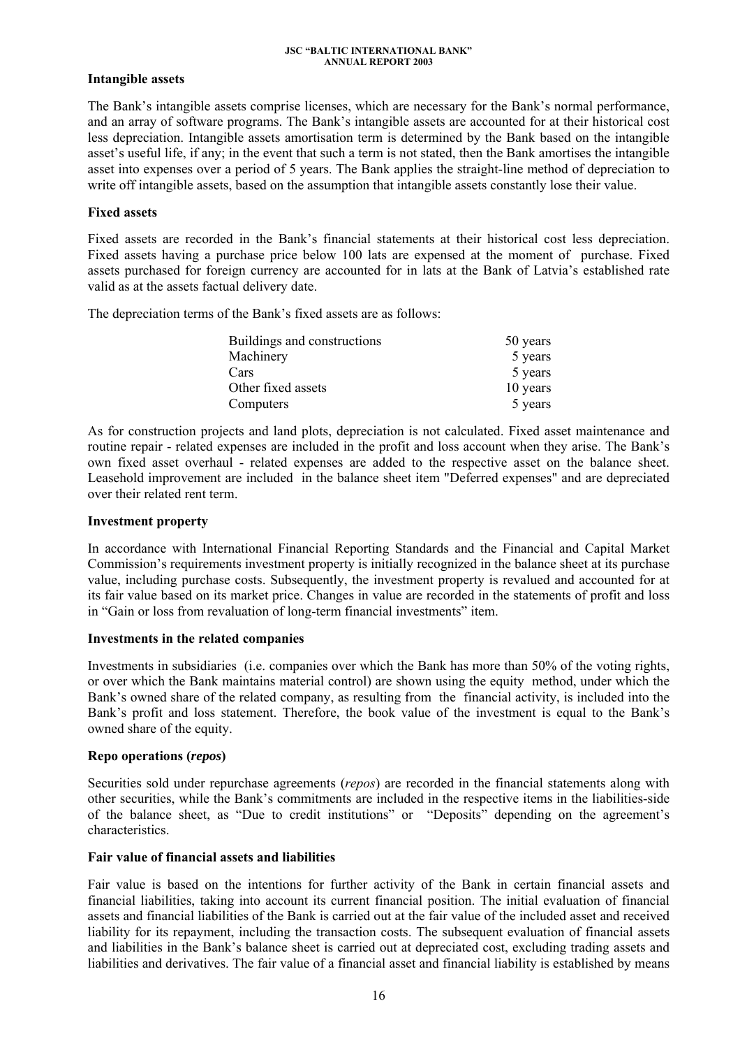**Intangible assets**

The Bank's intangible assets comprise licenses, which are necessary for the Bank's normal performance, and an array of software programs. The Bank's intangible assets are accounted for at their historical cost less depreciation. Intangible assets amortisation term is determined by the Bank based on the intangible asset's useful life, if any; in the event that such a term is not stated, then the Bank amortises the intangible asset into expenses over a period of 5 years. The Bank applies the straight-line method of depreciation to write off intangible assets, based on the assumption that intangible assets constantly lose their value.

**Fixed assets**

Fixed assets are recorded in the Bank's financial statements at their historical cost less depreciation. Fixed assets having a purchase price below 100 lats are expensed at the moment of purchase. Fixed assets purchased for foreign currency are accounted for in lats at the Bank of Latvia's established rate valid as at the assets factual delivery date.

The depreciation terms of the Bank's fixed assets are as follows:

| | |
|---|---|
| Buildings and constructions | 50 years |
| Machinery | 5 years |
| Cars | 5 years |
| Other fixed assets | 10 years |
| Computers | 5 years |

As for construction projects and land plots, depreciation is not calculated. Fixed asset maintenance and routine repair - related expenses are included in the profit and loss account when they arise. The Bank's own fixed asset overhaul - related expenses are added to the respective asset on the balance sheet. Leasehold improvement are included in the balance sheet item "Deferred expenses" and are depreciated over their related rent term.

**Investment property**

In accordance with International Financial Reporting Standards and the Financial and Capital Market Commission's requirements investment property is initially recognized in the balance sheet at its purchase value, including purchase costs. Subsequently, the investment property is revalued and accounted for at its fair value based on its market price. Changes in value are recorded in the statements of profit and loss in "Gain or loss from revaluation of long-term financial investments" item.

**Investments in the related companies**

Investments in subsidiaries (i.e. companies over which the Bank has more than 50% of the voting rights, or over which the Bank maintains material control) are shown using the equity method, under which the Bank's owned share of the related company, as resulting from the financial activity, is included into the Bank's profit and loss statement. Therefore, the book value of the investment is equal to the Bank's owned share of the equity.

**Repo operations (*repos*)**

Securities sold under repurchase agreements (*repos*) are recorded in the financial statements along with other securities, while the Bank's commitments are included in the respective items in the liabilities-side of the balance sheet, as "Due to credit institutions" or "Deposits" depending on the agreement's characteristics.

**Fair value of financial assets and liabilities**

Fair value is based on the intentions for further activity of the Bank in certain financial assets and financial liabilities, taking into account its current financial position. The initial evaluation of financial assets and financial liabilities of the Bank is carried out at the fair value of the included asset and received liability for its repayment, including the transaction costs. The subsequent evaluation of financial assets and liabilities in the Bank's balance sheet is carried out at depreciated cost, excluding trading assets and liabilities and derivatives. The fair value of a financial asset and financial liability is established by means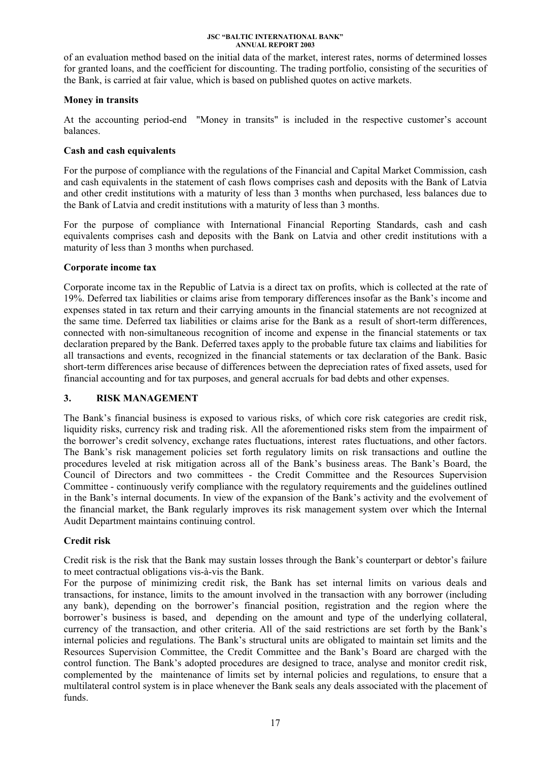of an evaluation method based on the initial data of the market, interest rates, norms of determined losses for granted loans, and the coefficient for discounting. The trading portfolio, consisting of the securities of the Bank, is carried at fair value, which is based on published quotes on active markets.

**Money in transits**

At the accounting period-end "Money in transits" is included in the respective customer's account balances.

**Cash and cash equivalents**

For the purpose of compliance with the regulations of the Financial and Capital Market Commission, cash and cash equivalents in the statement of cash flows comprises cash and deposits with the Bank of Latvia and other credit institutions with a maturity of less than 3 months when purchased, less balances due to the Bank of Latvia and credit institutions with a maturity of less than 3 months.

For the purpose of compliance with International Financial Reporting Standards, cash and cash equivalents comprises cash and deposits with the Bank on Latvia and other credit institutions with a maturity of less than 3 months when purchased.

**Corporate income tax**

Corporate income tax in the Republic of Latvia is a direct tax on profits, which is collected at the rate of 19%. Deferred tax liabilities or claims arise from temporary differences insofar as the Bank's income and expenses stated in tax return and their carrying amounts in the financial statements are not recognized at the same time. Deferred tax liabilities or claims arise for the Bank as a result of short-term differences, connected with non-simultaneous recognition of income and expense in the financial statements or tax declaration prepared by the Bank. Deferred taxes apply to the probable future tax claims and liabilities for all transactions and events, recognized in the financial statements or tax declaration of the Bank. Basic short-term differences arise because of differences between the depreciation rates of fixed assets, used for financial accounting and for tax purposes, and general accruals for bad debts and other expenses.

## 3. RISK MANAGEMENT

The Bank's financial business is exposed to various risks, of which core risk categories are credit risk, liquidity risks, currency risk and trading risk. All the aforementioned risks stem from the impairment of the borrower's credit solvency, exchange rates fluctuations, interest rates fluctuations, and other factors. The Bank's risk management policies set forth regulatory limits on risk transactions and outline the procedures leveled at risk mitigation across all of the Bank's business areas. The Bank's Board, the Council of Directors and two committees - the Credit Committee and the Resources Supervision Committee - continuously verify compliance with the regulatory requirements and the guidelines outlined in the Bank's internal documents. In view of the expansion of the Bank's activity and the evolvement of the financial market, the Bank regularly improves its risk management system over which the Internal Audit Department maintains continuing control.

**Credit risk**

Credit risk is the risk that the Bank may sustain losses through the Bank's counterpart or debtor's failure to meet contractual obligations vis-à-vis the Bank.

For the purpose of minimizing credit risk, the Bank has set internal limits on various deals and transactions, for instance, limits to the amount involved in the transaction with any borrower (including any bank), depending on the borrower's financial position, registration and the region where the borrower's business is based, and depending on the amount and type of the underlying collateral, currency of the transaction, and other criteria. All of the said restrictions are set forth by the Bank's internal policies and regulations. The Bank's structural units are obligated to maintain set limits and the Resources Supervision Committee, the Credit Committee and the Bank's Board are charged with the control function. The Bank's adopted procedures are designed to trace, analyse and monitor credit risk, complemented by the maintenance of limits set by internal policies and regulations, to ensure that a multilateral control system is in place whenever the Bank seals any deals associated with the placement of funds.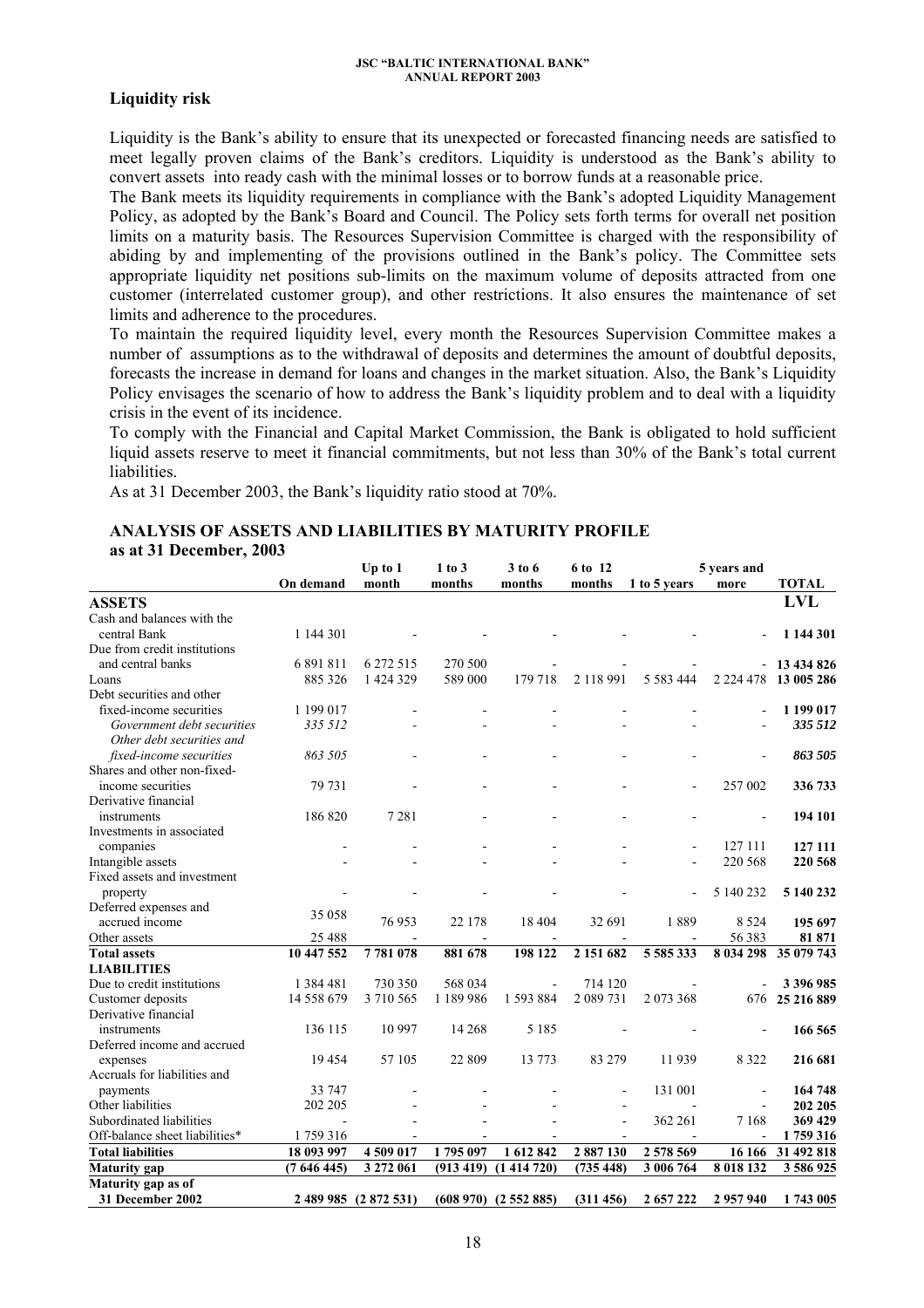## Liquidity risk

Liquidity is the Bank's ability to ensure that its unexpected or forecasted financing needs are satisfied to meet legally proven claims of the Bank's creditors. Liquidity is understood as the Bank's ability to convert assets into ready cash with the minimal losses or to borrow funds at a reasonable price.

The Bank meets its liquidity requirements in compliance with the Bank's adopted Liquidity Management Policy, as adopted by the Bank's Board and Council. The Policy sets forth terms for overall net position limits on a maturity basis. The Resources Supervision Committee is charged with the responsibility of abiding by and implementing of the provisions outlined in the Bank's policy. The Committee sets appropriate liquidity net positions sub-limits on the maximum volume of deposits attracted from one customer (interrelated customer group), and other restrictions. It also ensures the maintenance of set limits and adherence to the procedures.

To maintain the required liquidity level, every month the Resources Supervision Committee makes a number of assumptions as to the withdrawal of deposits and determines the amount of doubtful deposits, forecasts the increase in demand for loans and changes in the market situation. Also, the Bank's Liquidity Policy envisages the scenario of how to address the Bank's liquidity problem and to deal with a liquidity crisis in the event of its incidence.

To comply with the Financial and Capital Market Commission, the Bank is obligated to hold sufficient liquid assets reserve to meet it financial commitments, but not less than 30% of the Bank's total current liabilities.

As at 31 December 2003, the Bank's liquidity ratio stood at 70%.

### ANALYSIS OF ASSETS AND LIABILITIES BY MATURITY PROFILE as at 31 December, 2003

| | On demand | Up to 1 month | 1 to 3 months | 3 to 6 months | 6 to 12 months | 1 to 5 years | 5 years and more | TOTAL |
|---|---|---|---|---|---|---|---|---|
| **ASSETS** | | | | | | | | **LVL** |
| Cash and balances with the central Bank | 1 144 301 | - | - | - | - | - | - | **1 144 301** |
| Due from credit institutions and central banks | 6 891 811 | 6 272 515 | 270 500 | - | - | - | - | **13 434 826** |
| Loans | 885 326 | 1 424 329 | 589 000 | 179 718 | 2 118 991 | 5 583 444 | 2 224 478 | **13 005 286** |
| Debt securities and other fixed-income securities | 1 199 017 | - | - | - | - | - | - | **1 199 017** |
| *Government debt securities* | *335 512* | - | - | - | - | - | - | ***335 512*** |
| *Other debt securities and fixed-income securities* | *863 505* | - | - | - | - | - | - | ***863 505*** |
| Shares and other non-fixed-income securities | 79 731 | - | - | - | - | - | 257 002 | **336 733** |
| Derivative financial instruments | 186 820 | 7 281 | - | - | - | - | - | **194 101** |
| Investments in associated companies | - | - | - | - | - | - | 127 111 | **127 111** |
| Intangible assets | - | - | - | - | - | - | 220 568 | **220 568** |
| Fixed assets and investment property | - | - | - | - | - | - | 5 140 232 | **5 140 232** |
| Deferred expenses and accrued income | 35 058 | 76 953 | 22 178 | 18 404 | 32 691 | 1 889 | 8 524 | **195 697** |
| Other assets | 25 488 | - | - | - | - | - | 56 383 | **81 871** |
| **Total assets** | **10 447 552** | **7 781 078** | **881 678** | **198 122** | **2 151 682** | **5 585 333** | **8 034 298** | **35 079 743** |
| **LIABILITIES** | | | | | | | | |
| Due to credit institutions | 1 384 481 | 730 350 | 568 034 | - | 714 120 | - | - | **3 396 985** |
| Customer deposits | 14 558 679 | 3 710 565 | 1 189 986 | 1 593 884 | 2 089 731 | 2 073 368 | 676 | **25 216 889** |
| Derivative financial instruments | 136 115 | 10 997 | 14 268 | 5 185 | - | - | - | **166 565** |
| Deferred income and accrued expenses | 19 454 | 57 105 | 22 809 | 13 773 | 83 279 | 11 939 | 8 322 | **216 681** |
| Accruals for liabilities and payments | 33 747 | - | - | - | - | 131 001 | - | **164 748** |
| Other liabilities | 202 205 | - | - | - | - | - | - | **202 205** |
| Subordinated liabilities | - | - | - | - | - | 362 261 | 7 168 | **369 429** |
| Off-balance sheet liabilities* | 1 759 316 | - | - | - | - | - | - | **1 759 316** |
| **Total liabilities** | **18 093 997** | **4 509 017** | **1 795 097** | **1 612 842** | **2 887 130** | **2 578 569** | **16 166** | **31 492 818** |
| **Maturity gap** | **(7 646 445)** | **3 272 061** | **(913 419)** | **(1 414 720)** | **(735 448)** | **3 006 764** | **8 018 132** | **3 586 925** |
| **Maturity gap as of 31 December 2002** | | **2 489 985** | **(2 872 531)** | **(608 970)** | **(2 552 885)** | **(311 456)** | **2 657 222** | **2 957 940** | **1 743 005** |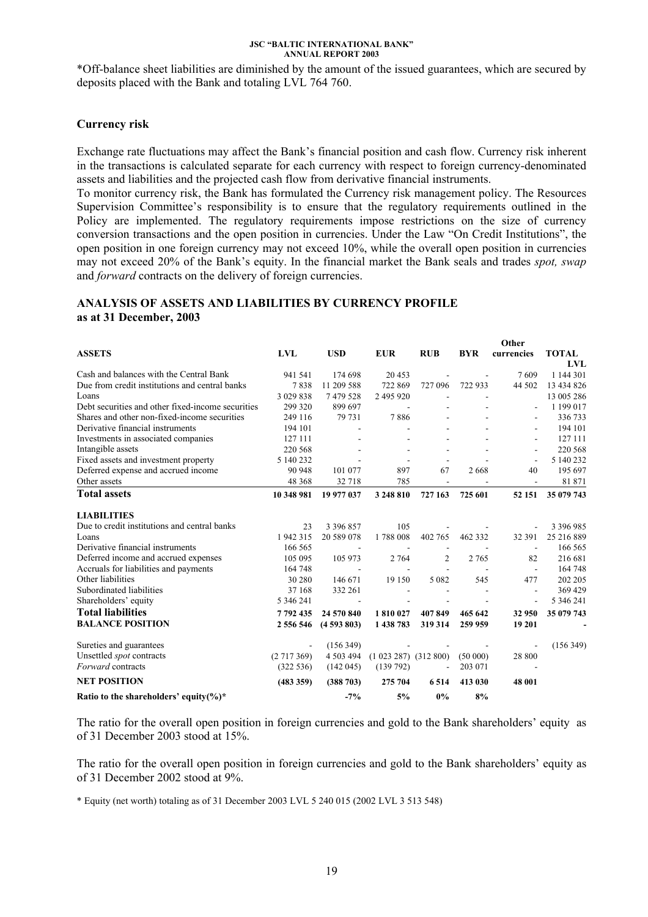*Off-balance sheet liabilities are diminished by the amount of the issued guarantees, which are secured by deposits placed with the Bank and totaling LVL 764 760.

### Currency risk

Exchange rate fluctuations may affect the Bank's financial position and cash flow. Currency risk inherent in the transactions is calculated separate for each currency with respect to foreign currency-denominated assets and liabilities and the projected cash flow from derivative financial instruments.

To monitor currency risk, the Bank has formulated the Currency risk management policy. The Resources Supervision Committee's responsibility is to ensure that the regulatory requirements outlined in the Policy are implemented. The regulatory requirements impose restrictions on the size of currency conversion transactions and the open position in currencies. Under the Law "On Credit Institutions", the open position in one foreign currency may not exceed 10%, while the overall open position in currencies may not exceed 20% of the Bank's equity. In the financial market the Bank seals and trades *spot, swap* and *forward* contracts on the delivery of foreign currencies.

## ANALYSIS OF ASSETS AND LIABILITIES BY CURRENCY PROFILE as at 31 December, 2003

| ASSETS | LVL | USD | EUR | RUB | BYR | Other currencies | TOTAL LVL |
|---|---|---|---|---|---|---|---|
| Cash and balances with the Central Bank | 941 541 | 174 698 | 20 453 | - | - | 7 609 | 1 144 301 |
| Due from credit institutions and central banks | 7 838 | 11 209 588 | 722 869 | 727 096 | 722 933 | 44 502 | 13 434 826 |
| Loans | 3 029 838 | 7 479 528 | 2 495 920 | - | - | | 13 005 286 |
| Debt securities and other fixed-income securities | 299 320 | 899 697 | - | - | - | - | 1 199 017 |
| Shares and other non-fixed-income securities | 249 116 | 79 731 | 7 886 | - | - | - | 336 733 |
| Derivative financial instruments | 194 101 | - | - | - | - | - | 194 101 |
| Investments in associated companies | 127 111 | - | - | - | - | - | 127 111 |
| Intangible assets | 220 568 | - | - | - | - | - | 220 568 |
| Fixed assets and investment property | 5 140 232 | - | - | - | - | - | 5 140 232 |
| Deferred expense and accrued income | 90 948 | 101 077 | 897 | 67 | 2 668 | 40 | 195 697 |
| Other assets | 48 368 | 32 718 | 785 | - | - | - | 81 871 |
| **Total assets** | **10 348 981** | **19 977 037** | **3 248 810** | **727 163** | **725 601** | **52 151** | **35 079 743** |
| **LIABILITIES** | | | | | | | |
| Due to credit institutions and central banks | 23 | 3 396 857 | 105 | - | - | - | 3 396 985 |
| Loans | 1 942 315 | 20 589 078 | 1 788 008 | 402 765 | 462 332 | 32 391 | 25 216 889 |
| Derivative financial instruments | 166 565 | - | - | - | - | - | 166 565 |
| Deferred income and accrued expenses | 105 095 | 105 973 | 2 764 | 2 | 2 765 | 82 | 216 681 |
| Accruals for liabilities and payments | 164 748 | - | - | - | - | - | 164 748 |
| Other liabilities | 30 280 | 146 671 | 19 150 | 5 082 | 545 | 477 | 202 205 |
| Subordinated liabilities | 37 168 | 332 261 | - | - | - | - | 369 429 |
| Shareholders' equity | 5 346 241 | - | - | - | - | - | 5 346 241 |
| **Total liabilities** | **7 792 435** | **24 570 840** | **1 810 027** | **407 849** | **465 642** | **32 950** | **35 079 743** |
| **BALANCE POSITION** | **2 556 546** | **(4 593 803)** | **1 438 783** | **319 314** | **259 959** | **19 201** | **-** |
| Sureties and guarantees | - | (156 349) | - | - | - | - | (156 349) |
| Unsettled *spot* contracts | (2 717 369) | 4 503 494 | (1 023 287) | (312 800) | (50 000) | 28 800 | |
| *Forward* contracts | (322 536) | (142 045) | (139 792) | - | 203 071 | - | |
| **NET POSITION** | **(483 359)** | **(388 703)** | **275 704** | **6 514** | **413 030** | **48 001** | |
| **Ratio to the shareholders' equity(%)*** | | **-7%** | **5%** | **0%** | **8%** | | |

The ratio for the overall open position in foreign currencies and gold to the Bank shareholders' equity as of 31 December 2003 stood at 15%.

The ratio for the overall open position in foreign currencies and gold to the Bank shareholders' equity as of 31 December 2002 stood at 9%.

* Equity (net worth) totaling as of 31 December 2003 LVL 5 240 015 (2002 LVL 3 513 548)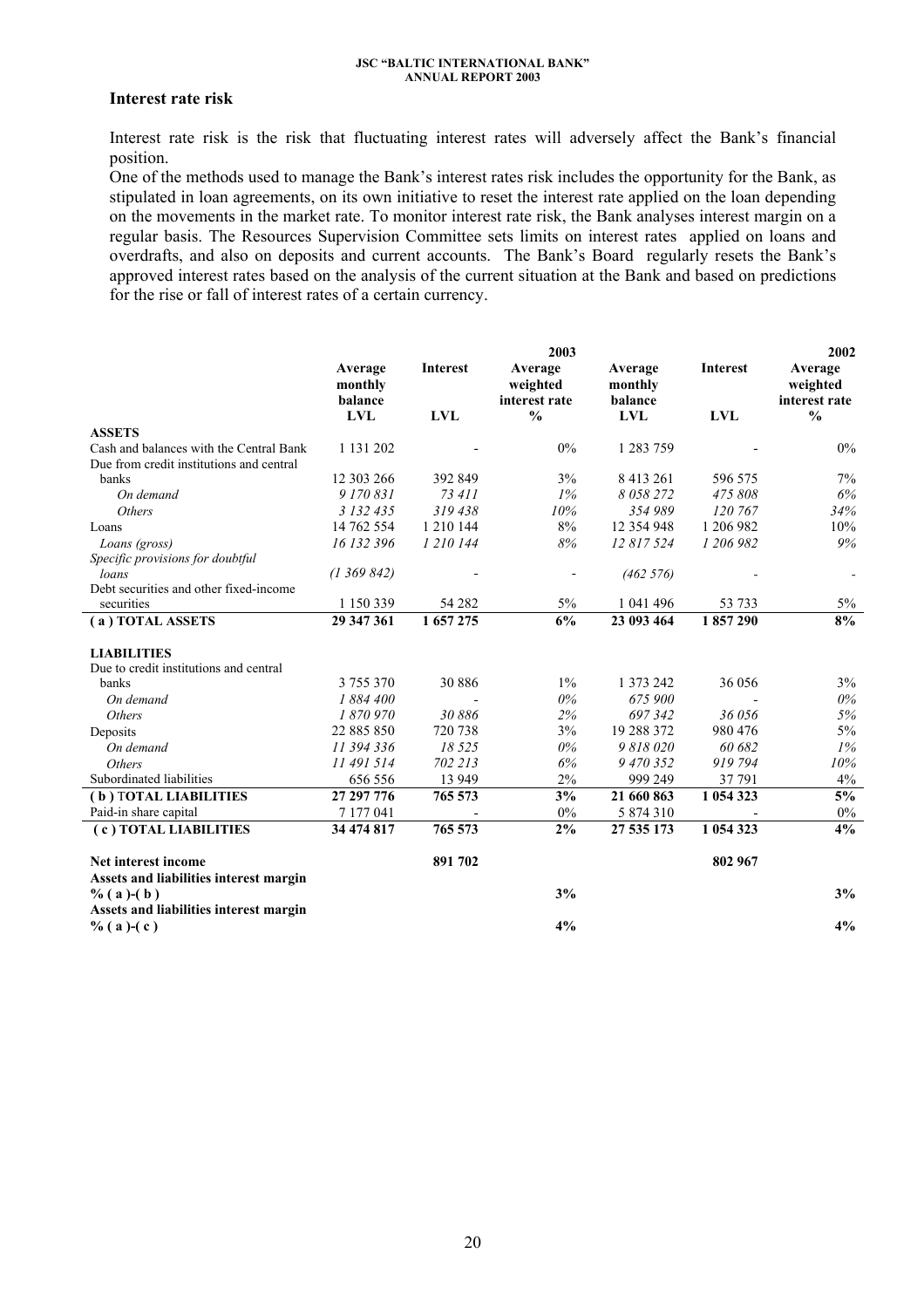## Interest rate risk

Interest rate risk is the risk that fluctuating interest rates will adversely affect the Bank's financial position.

One of the methods used to manage the Bank's interest rates risk includes the opportunity for the Bank, as stipulated in loan agreements, on its own initiative to reset the interest rate applied on the loan depending on the movements in the market rate. To monitor interest rate risk, the Bank analyses interest margin on a regular basis. The Resources Supervision Committee sets limits on interest rates applied on loans and overdrafts, and also on deposits and current accounts. The Bank's Board regularly resets the Bank's approved interest rates based on the analysis of the current situation at the Bank and based on predictions for the rise or fall of interest rates of a certain currency.

| | 2003 | | | 2002 | | |
|---|---|---|---|---|---|---|
| | Average monthly balance LVL | Interest LVL | Average weighted interest rate % | Average monthly balance LVL | Interest LVL | Average weighted interest rate % |
| **ASSETS** | | | | | | |
| Cash and balances with the Central Bank | 1 131 202 | - | 0% | 1 283 759 | - | 0% |
| Due from credit institutions and central banks | 12 303 266 | 392 849 | 3% | 8 413 261 | 596 575 | 7% |
| *On demand* | *9 170 831* | *73 411* | *1%* | *8 058 272* | *475 808* | *6%* |
| *Others* | *3 132 435* | *319 438* | *10%* | *354 989* | *120 767* | *34%* |
| Loans | 14 762 554 | 1 210 144 | 8% | 12 354 948 | 1 206 982 | 10% |
| *Loans (gross)* | *16 132 396* | *1 210 144* | *8%* | *12 817 524* | *1 206 982* | *9%* |
| *Specific provisions for doubtful loans* | *(1 369 842)* | - | - | *(462 576)* | - | - |
| Debt securities and other fixed-income securities | 1 150 339 | 54 282 | 5% | 1 041 496 | 53 733 | 5% |
| **( a ) TOTAL ASSETS** | **29 347 361** | **1 657 275** | **6%** | **23 093 464** | **1 857 290** | **8%** |
| **LIABILITIES** | | | | | | |
| Due to credit institutions and central banks | 3 755 370 | 30 886 | 1% | 1 373 242 | 36 056 | 3% |
| *On demand* | *1 884 400* | - | *0%* | *675 900* | - | *0%* |
| *Others* | *1 870 970* | *30 886* | *2%* | *697 342* | *36 056* | *5%* |
| Deposits | 22 885 850 | 720 738 | 3% | 19 288 372 | 980 476 | 5% |
| *On demand* | *11 394 336* | *18 525* | *0%* | *9 818 020* | *60 682* | *1%* |
| *Others* | *11 491 514* | *702 213* | *6%* | *9 470 352* | *919 794* | *10%* |
| Subordinated liabilities | 656 556 | 13 949 | 2% | 999 249 | 37 791 | 4% |
| **( b ) TOTAL LIABILITIES** | **27 297 776** | **765 573** | **3%** | **21 660 863** | **1 054 323** | **5%** |
| Paid-in share capital | 7 177 041 | - | 0% | 5 874 310 | - | 0% |
| **( c ) TOTAL LIABILITIES** | **34 474 817** | **765 573** | **2%** | **27 535 173** | **1 054 323** | **4%** |
| **Net interest income** | | **891 702** | | | **802 967** | |
| **Assets and liabilities interest margin % ( a )-( b )** | | | **3%** | | | **3%** |
| **Assets and liabilities interest margin % ( a )-( c )** | | | **4%** | | | **4%** |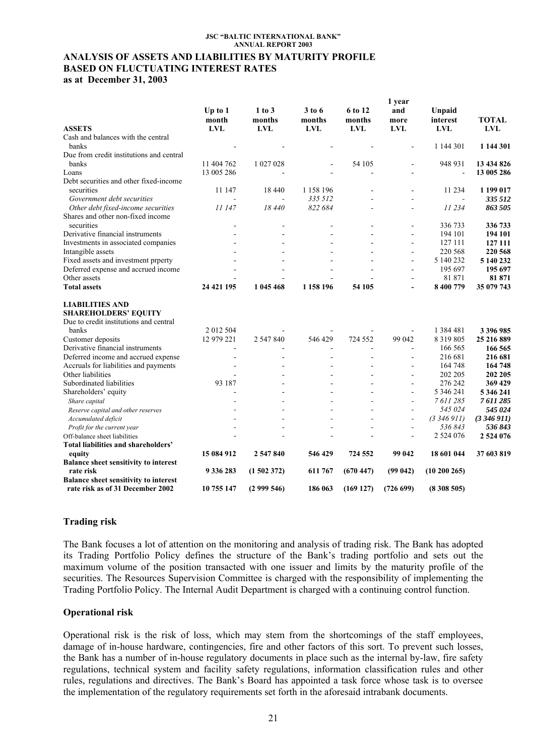## ANALYSIS OF ASSETS AND LIABILITIES BY MATURITY PROFILE BASED ON FLUCTUATING INTEREST RATES

**as at December 31, 2003**

| ASSETS | Up to 1 month LVL | 1 to 3 months LVL | 3 to 6 months LVL | 6 to 12 months LVL | 1 year and more LVL | Unpaid interest LVL | TOTAL LVL |
|---|---|---|---|---|---|---|---|
| Cash and balances with the central banks | - | - | - | - | - | 1 144 301 | **1 144 301** |
| Due from credit institutions and central banks | 11 404 762 | 1 027 028 | - | 54 105 | - | 948 931 | **13 434 826** |
| Loans | 13 005 286 | - | - | - | - | - | **13 005 286** |
| Debt securities and other fixed-income securities | 11 147 | 18 440 | 1 158 196 | - | - | 11 234 | **1 199 017** |
| *Government debt securities* | - | - | *335 512* | - | - | - | ***335 512*** |
| *Other debt fixed-income securities* | *11 147* | *18 440* | *822 684* | - | - | *11 234* | ***863 505*** |
| Shares and other non-fixed income securities | - | - | - | - | - | 336 733 | **336 733** |
| Derivative financial instruments | - | - | - | - | - | 194 101 | **194 101** |
| Investments in associated companies | - | - | - | - | - | 127 111 | **127 111** |
| Intangible assets | - | - | - | - | - | 220 568 | **220 568** |
| Fixed assets and investment prperty | - | - | - | - | - | 5 140 232 | **5 140 232** |
| Deferred expense and accrued income | - | - | - | - | - | 195 697 | **195 697** |
| Other assets | - | - | - | - | - | 81 871 | **81 871** |
| **Total assets** | **24 421 195** | **1 045 468** | **1 158 196** | **54 105** | **-** | **8 400 779** | **35 079 743** |
| **LIABILITIES AND SHAREHOLDERS' EQUITY** | | | | | | | |
| Due to credit institutions and central banks | 2 012 504 | - | - | - | - | 1 384 481 | **3 396 985** |
| Customer deposits | 12 979 221 | 2 547 840 | 546 429 | 724 552 | 99 042 | 8 319 805 | **25 216 889** |
| Derivative financial instruments | - | - | - | - | - | 166 565 | **166 565** |
| Deferred income and accrued expense | - | - | - | - | - | 216 681 | **216 681** |
| Accruals for liabilities and payments | - | - | - | - | - | 164 748 | **164 748** |
| Other liabilities | - | - | - | - | - | 202 205 | **202 205** |
| Subordinated liabilities | 93 187 | - | - | - | - | 276 242 | **369 429** |
| Shareholders' equity | - | - | - | - | - | 5 346 241 | **5 346 241** |
| *Share capital* | - | - | - | - | - | *7 611 285* | ***7 611 285*** |
| *Reserve capital and other reserves* | - | - | - | - | - | *545 024* | ***545 024*** |
| *Accumulated deficit* | - | - | - | - | - | *(3 346 911)* | ***(3 346 911)*** |
| *Profit for the current year* | - | - | - | - | - | *536 843* | ***536 843*** |
| Off-balance sheet liabilities | - | - | - | - | - | 2 524 076 | **2 524 076** |
| **Total liabilities and shareholders' equity** | **15 084 912** | **2 547 840** | **546 429** | **724 552** | **99 042** | **18 601 044** | **37 603 819** |
| **Balance sheet sensitivity to interest rate risk** | **9 336 283** | **(1 502 372)** | **611 767** | **(670 447)** | **(99 042)** | **(10 200 265)** | |
| **Balance sheet sensitivity to interest rate risk as of 31 December 2002** | **10 755 147** | **(2 999 546)** | **186 063** | **(169 127)** | **(726 699)** | **(8 308 505)** | |

### Trading risk

The Bank focuses a lot of attention on the monitoring and analysis of trading risk. The Bank has adopted its Trading Portfolio Policy defines the structure of the Bank's trading portfolio and sets out the maximum volume of the position transacted with one issuer and limits by the maturity profile of the securities. The Resources Supervision Committee is charged with the responsibility of implementing the Trading Portfolio Policy. The Internal Audit Department is charged with a continuing control function.

### Operational risk

Operational risk is the risk of loss, which may stem from the shortcomings of the staff employees, damage of in-house hardware, contingencies, fire and other factors of this sort. To prevent such losses, the Bank has a number of in-house regulatory documents in place such as the internal by-law, fire safety regulations, technical system and facility safety regulations, information classification rules and other rules, regulations and directives. The Bank's Board has appointed a task force whose task is to oversee the implementation of the regulatory requirements set forth in the aforesaid intrabank documents.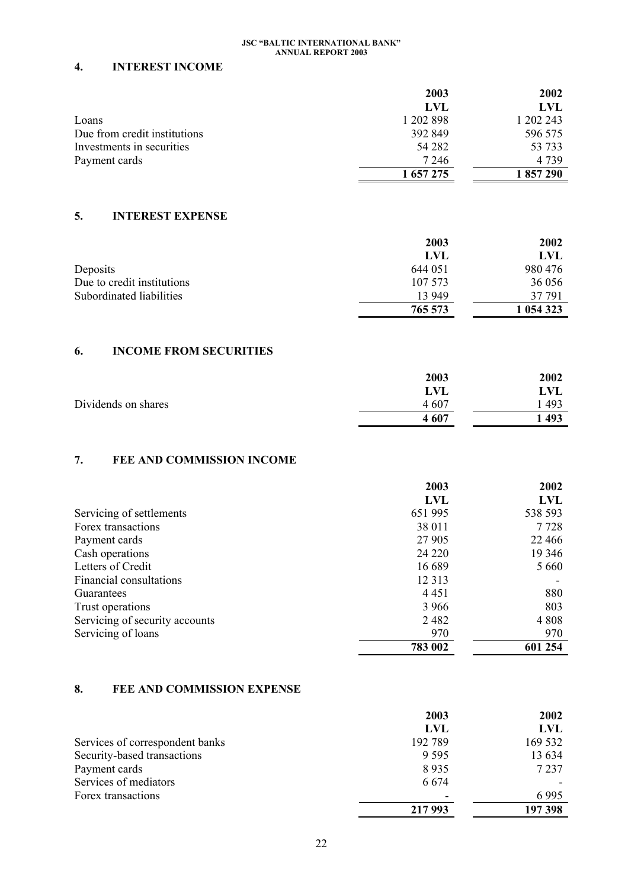## 4. INTEREST INCOME

| | 2003 | 2002 |
|---|---|---|
| | LVL | LVL |
| Loans | 1 202 898 | 1 202 243 |
| Due from credit institutions | 392 849 | 596 575 |
| Investments in securities | 54 282 | 53 733 |
| Payment cards | 7 246 | 4 739 |
| | **1 657 275** | **1 857 290** |

## 5. INTEREST EXPENSE

| | 2003 | 2002 |
|---|---|---|
| | LVL | LVL |
| Deposits | 644 051 | 980 476 |
| Due to credit institutions | 107 573 | 36 056 |
| Subordinated liabilities | 13 949 | 37 791 |
| | **765 573** | **1 054 323** |

## 6. INCOME FROM SECURITIES

| | 2003 | 2002 |
|---|---|---|
| | LVL | LVL |
| Dividends on shares | 4 607 | 1 493 |
| | **4 607** | **1 493** |

## 7. FEE AND COMMISSION INCOME

| | 2003 | 2002 |
|---|---|---|
| | LVL | LVL |
| Servicing of settlements | 651 995 | 538 593 |
| Forex transactions | 38 011 | 7 728 |
| Payment cards | 27 905 | 22 466 |
| Cash operations | 24 220 | 19 346 |
| Letters of Credit | 16 689 | 5 660 |
| Financial consultations | 12 313 | - |
| Guarantees | 4 451 | 880 |
| Trust operations | 3 966 | 803 |
| Servicing of security accounts | 2 482 | 4 808 |
| Servicing of loans | 970 | 970 |
| | **783 002** | **601 254** |

## 8. FEE AND COMMISSION EXPENSE

| | 2003 | 2002 |
|---|---|---|
| | LVL | LVL |
| Services of correspondent banks | 192 789 | 169 532 |
| Security-based transactions | 9 595 | 13 634 |
| Payment cards | 8 935 | 7 237 |
| Services of mediators | 6 674 | - |
| Forex transactions | - | 6 995 |
| | **217 993** | **197 398** |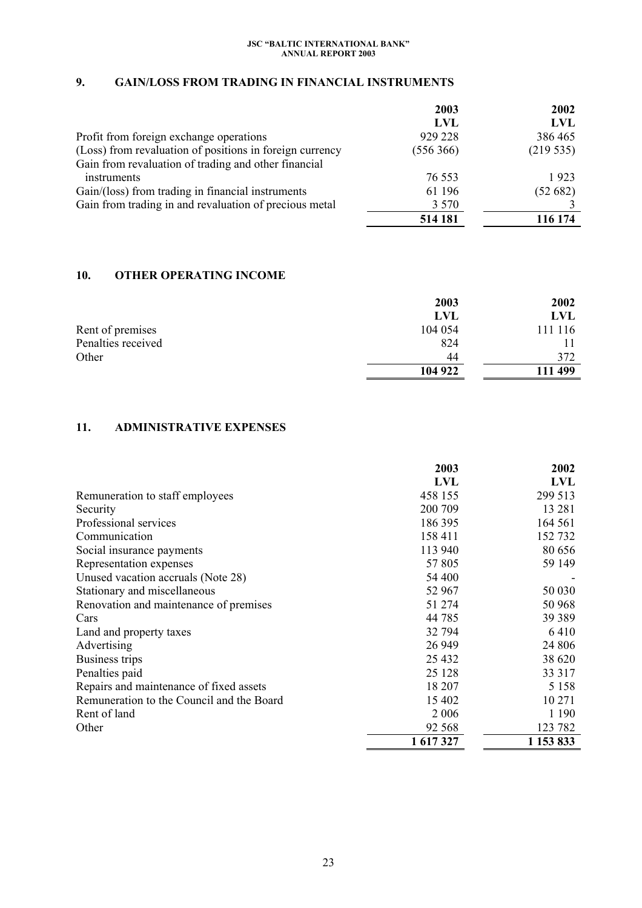## 9. GAIN/LOSS FROM TRADING IN FINANCIAL INSTRUMENTS

| | 2003 LVL | 2002 LVL |
|---|---|---|
| Profit from foreign exchange operations | 929 228 | 386 465 |
| (Loss) from revaluation of positions in foreign currency | (556 366) | (219 535) |
| Gain from revaluation of trading and other financial instruments | 76 553 | 1 923 |
| Gain/(loss) from trading in financial instruments | 61 196 | (52 682) |
| Gain from trading in and revaluation of precious metal | 3 570 | 3 |
| | **514 181** | **116 174** |

## 10. OTHER OPERATING INCOME

| | 2003 LVL | 2002 LVL |
|---|---|---|
| Rent of premises | 104 054 | 111 116 |
| Penalties received | 824 | 11 |
| Other | 44 | 372 |
| | **104 922** | **111 499** |

## 11. ADMINISTRATIVE EXPENSES

| | 2003 LVL | 2002 LVL |
|---|---|---|
| Remuneration to staff employees | 458 155 | 299 513 |
| Security | 200 709 | 13 281 |
| Professional services | 186 395 | 164 561 |
| Communication | 158 411 | 152 732 |
| Social insurance payments | 113 940 | 80 656 |
| Representation expenses | 57 805 | 59 149 |
| Unused vacation accruals (Note 28) | 54 400 | - |
| Stationary and miscellaneous | 52 967 | 50 030 |
| Renovation and maintenance of premises | 51 274 | 50 968 |
| Cars | 44 785 | 39 389 |
| Land and property taxes | 32 794 | 6 410 |
| Advertising | 26 949 | 24 806 |
| Business trips | 25 432 | 38 620 |
| Penalties paid | 25 128 | 33 317 |
| Repairs and maintenance of fixed assets | 18 207 | 5 158 |
| Remuneration to the Council and the Board | 15 402 | 10 271 |
| Rent of land | 2 006 | 1 190 |
| Other | 92 568 | 123 782 |
| | **1 617 327** | **1 153 833** |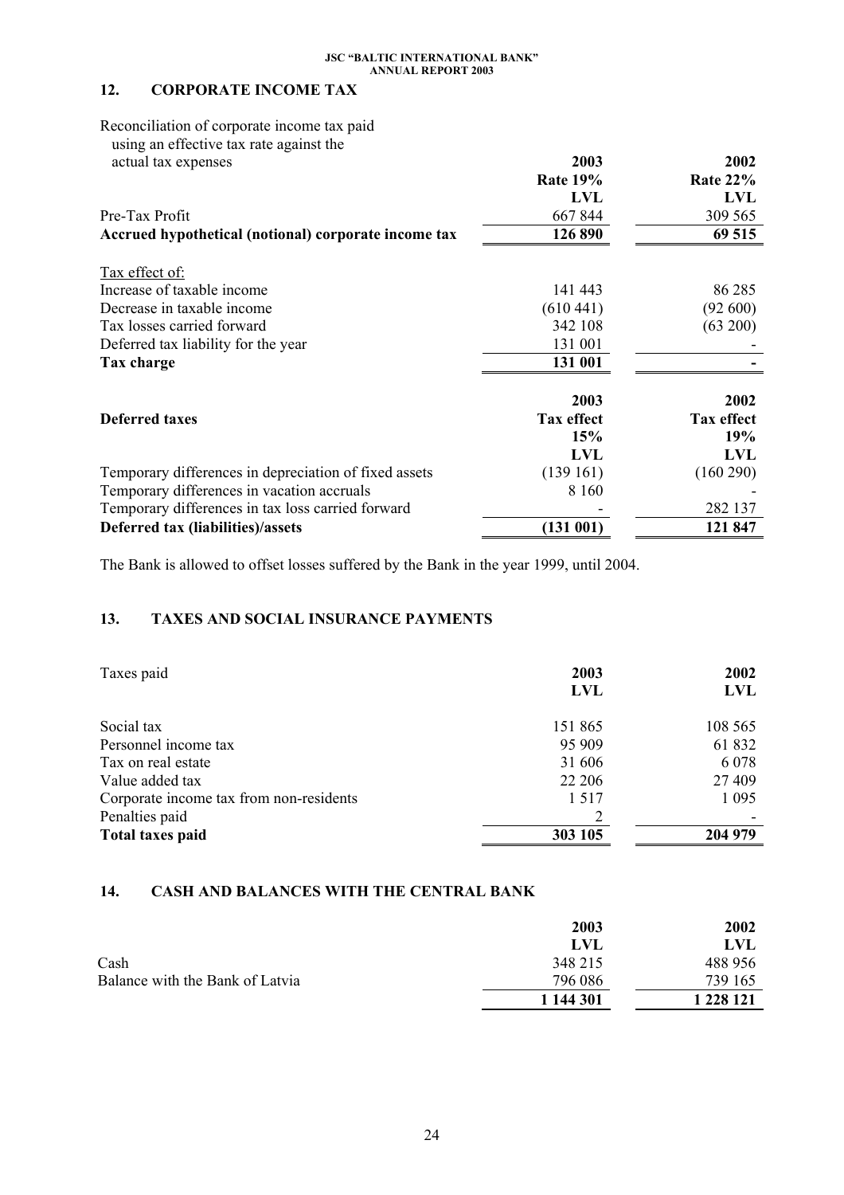## 12. CORPORATE INCOME TAX

| Reconciliation of corporate income tax paid using an effective tax rate against the actual tax expenses | 2003 | 2002 |
|---|---|---|
| | **Rate 19%** | **Rate 22%** |
| | **LVL** | **LVL** |
| Pre-Tax Profit | 667 844 | 309 565 |
| **Accrued hypothetical (notional) corporate income tax** | **126 890** | **69 515** |
| Tax effect of: | | |
| Increase of taxable income | 141 443 | 86 285 |
| Decrease in taxable income | (610 441) | (92 600) |
| Tax losses carried forward | 342 108 | (63 200) |
| Deferred tax liability for the year | 131 001 | - |
| **Tax charge** | **131 001** | **-** |

| **Deferred taxes** | 2003 | 2002 |
|---|---|---|
| | **Tax effect** | **Tax effect** |
| | **15%** | **19%** |
| | **LVL** | **LVL** |
| Temporary differences in depreciation of fixed assets | (139 161) | (160 290) |
| Temporary differences in vacation accruals | 8 160 | - |
| Temporary differences in tax loss carried forward | - | 282 137 |
| **Deferred tax (liabilities)/assets** | **(131 001)** | **121 847** |

The Bank is allowed to offset losses suffered by the Bank in the year 1999, until 2004.

## 13. TAXES AND SOCIAL INSURANCE PAYMENTS

| Taxes paid | 2003 | 2002 |
|---|---|---|
| | **LVL** | **LVL** |
| Social tax | 151 865 | 108 565 |
| Personnel income tax | 95 909 | 61 832 |
| Tax on real estate | 31 606 | 6 078 |
| Value added tax | 22 206 | 27 409 |
| Corporate income tax from non-residents | 1 517 | 1 095 |
| Penalties paid | 2 | - |
| **Total taxes paid** | **303 105** | **204 979** |

## 14. CASH AND BALANCES WITH THE CENTRAL BANK

| | 2003 | 2002 |
|---|---|---|
| | **LVL** | **LVL** |
| Cash | 348 215 | 488 956 |
| Balance with the Bank of Latvia | 796 086 | 739 165 |
| | **1 144 301** | **1 228 121** |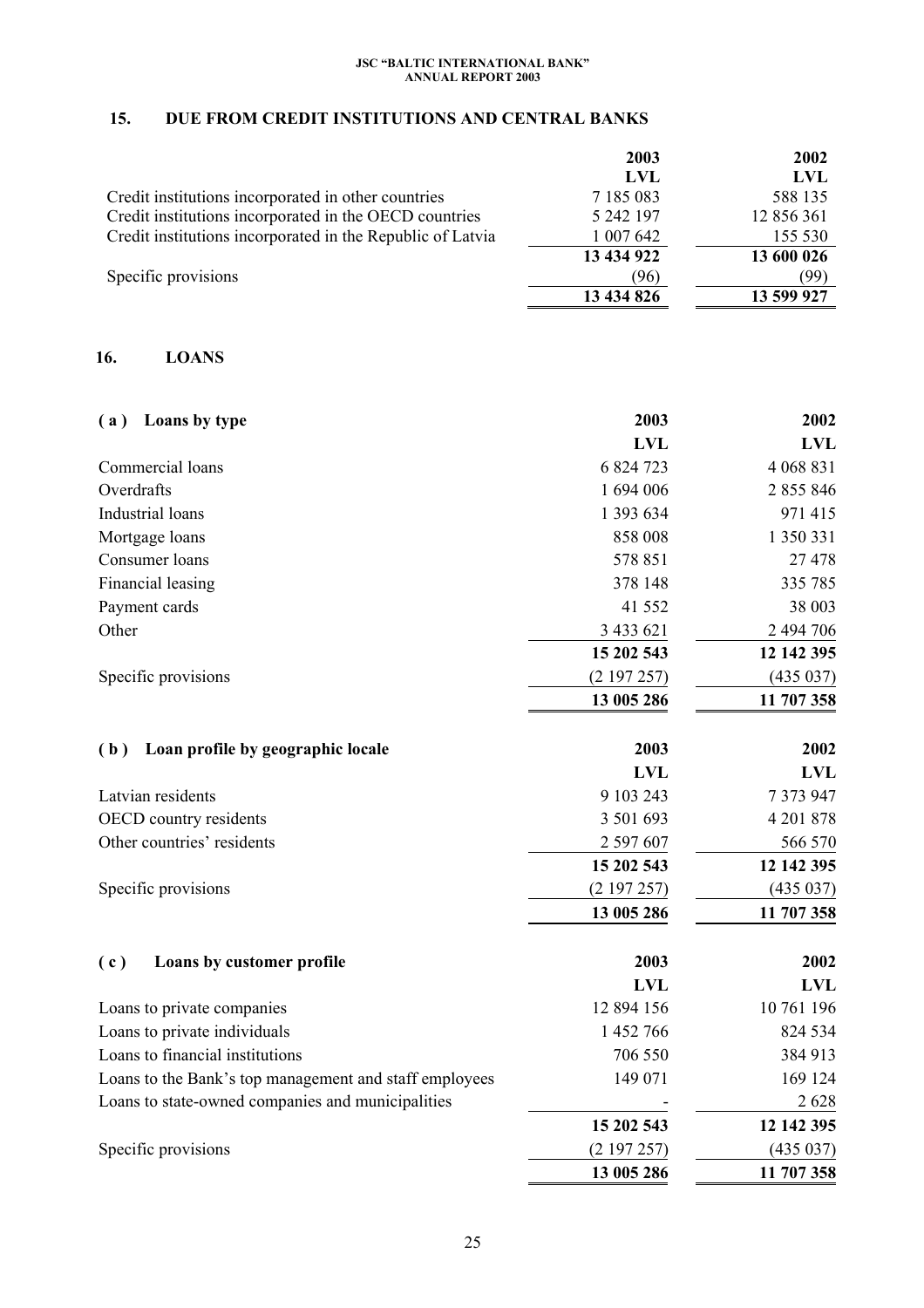## 15. DUE FROM CREDIT INSTITUTIONS AND CENTRAL BANKS

| | 2003 | 2002 |
|---|---|---|
| | LVL | LVL |
| Credit institutions incorporated in other countries | 7 185 083 | 588 135 |
| Credit institutions incorporated in the OECD countries | 5 242 197 | 12 856 361 |
| Credit institutions incorporated in the Republic of Latvia | 1 007 642 | 155 530 |
| | **13 434 922** | **13 600 026** |
| Specific provisions | (96) | (99) |
| | **13 434 826** | **13 599 927** |

## 16. LOANS

| **( a ) Loans by type** | **2003** | **2002** |
|---|---|---|
| | **LVL** | **LVL** |
| Commercial loans | 6 824 723 | 4 068 831 |
| Overdrafts | 1 694 006 | 2 855 846 |
| Industrial loans | 1 393 634 | 971 415 |
| Mortgage loans | 858 008 | 1 350 331 |
| Consumer loans | 578 851 | 27 478 |
| Financial leasing | 378 148 | 335 785 |
| Payment cards | 41 552 | 38 003 |
| Other | 3 433 621 | 2 494 706 |
| | **15 202 543** | **12 142 395** |
| Specific provisions | (2 197 257) | (435 037) |
| | **13 005 286** | **11 707 358** |

| **( b ) Loan profile by geographic locale** | **2003** | **2002** |
|---|---|---|
| | **LVL** | **LVL** |
| Latvian residents | 9 103 243 | 7 373 947 |
| OECD country residents | 3 501 693 | 4 201 878 |
| Other countries' residents | 2 597 607 | 566 570 |
| | **15 202 543** | **12 142 395** |
| Specific provisions | (2 197 257) | (435 037) |
| | **13 005 286** | **11 707 358** |

| **( c ) Loans by customer profile** | **2003** | **2002** |
|---|---|---|
| | **LVL** | **LVL** |
| Loans to private companies | 12 894 156 | 10 761 196 |
| Loans to private individuals | 1 452 766 | 824 534 |
| Loans to financial institutions | 706 550 | 384 913 |
| Loans to the Bank's top management and staff employees | 149 071 | 169 124 |
| Loans to state-owned companies and municipalities | - | 2 628 |
| | **15 202 543** | **12 142 395** |
| Specific provisions | (2 197 257) | (435 037) |
| | **13 005 286** | **11 707 358** |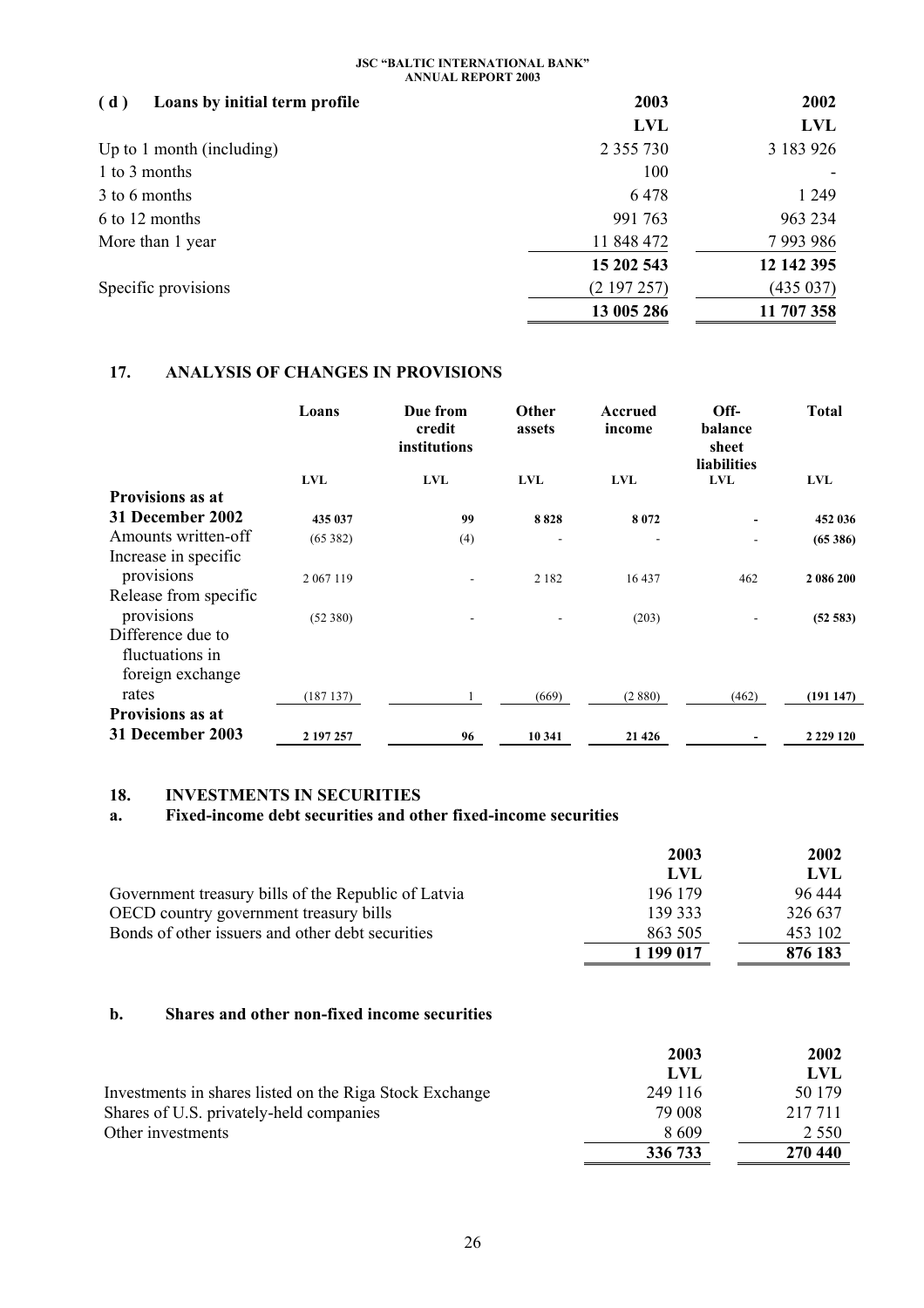| **( d ) Loans by initial term profile** | **2003** | **2002** |
|---|---|---|
| | **LVL** | **LVL** |
| Up to 1 month (including) | 2 355 730 | 3 183 926 |
| 1 to 3 months | 100 | - |
| 3 to 6 months | 6 478 | 1 249 |
| 6 to 12 months | 991 763 | 963 234 |
| More than 1 year | 11 848 472 | 7 993 986 |
| | **15 202 543** | **12 142 395** |
| Specific provisions | (2 197 257) | (435 037) |
| | **13 005 286** | **11 707 358** |

## 17. ANALYSIS OF CHANGES IN PROVISIONS

| | Loans | Due from credit institutions | Other assets | Accrued income | Off-balance sheet liabilities | Total |
|---|---|---|---|---|---|---|
| | LVL | LVL | LVL | LVL | LVL | LVL |
| **Provisions as at 31 December 2002** | **435 037** | **99** | **8 828** | **8 072** | **-** | **452 036** |
| Amounts written-off | (65 382) | (4) | - | - | - | **(65 386)** |
| Increase in specific provisions | 2 067 119 | - | 2 182 | 16 437 | 462 | **2 086 200** |
| Release from specific provisions | (52 380) | - | - | (203) | - | **(52 583)** |
| Difference due to fluctuations in foreign exchange rates | (187 137) | 1 | (669) | (2 880) | (462) | **(191 147)** |
| **Provisions as at 31 December 2003** | **2 197 257** | **96** | **10 341** | **21 426** | **-** | **2 229 120** |

## 18. INVESTMENTS IN SECURITIES

### a. Fixed-income debt securities and other fixed-income securities

| | **2003** | **2002** |
|---|---|---|
| | **LVL** | **LVL** |
| Government treasury bills of the Republic of Latvia | 196 179 | 96 444 |
| OECD country government treasury bills | 139 333 | 326 637 |
| Bonds of other issuers and other debt securities | 863 505 | 453 102 |
| | **1 199 017** | **876 183** |

### b. Shares and other non-fixed income securities

| | **2003** | **2002** |
|---|---|---|
| | **LVL** | **LVL** |
| Investments in shares listed on the Riga Stock Exchange | 249 116 | 50 179 |
| Shares of U.S. privately-held companies | 79 008 | 217 711 |
| Other investments | 8 609 | 2 550 |
| | **336 733** | **270 440** |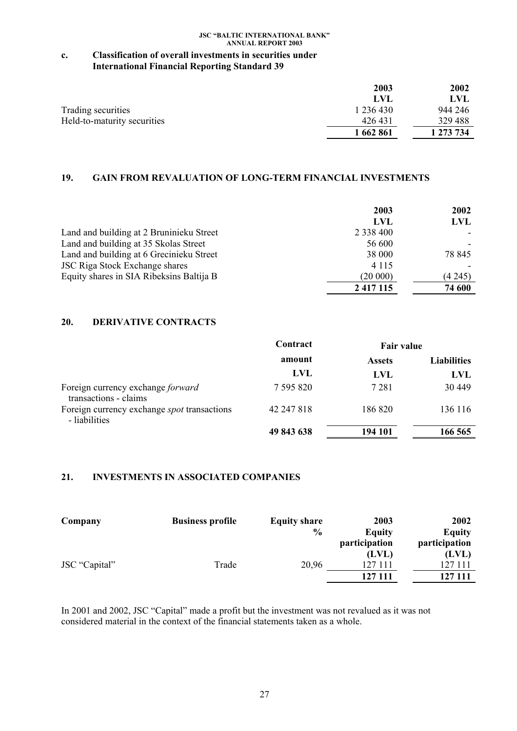### c. Classification of overall investments in securities under International Financial Reporting Standard 39

| | 2003 LVL | 2002 LVL |
|---|---|---|
| Trading securities | 1 236 430 | 944 246 |
| Held-to-maturity securities | 426 431 | 329 488 |
| | **1 662 861** | **1 273 734** |

## 19. GAIN FROM REVALUATION OF LONG-TERM FINANCIAL INVESTMENTS

| | 2003 LVL | 2002 LVL |
|---|---|---|
| Land and building at 2 Bruninieku Street | 2 338 400 | - |
| Land and building at 35 Skolas Street | 56 600 | - |
| Land and building at 6 Grecinieku Street | 38 000 | 78 845 |
| JSC Riga Stock Exchange shares | 4 115 | - |
| Equity shares in SIA Ribeksins Baltija B | (20 000) | (4 245) |
| | **2 417 115** | **74 600** |

## 20. DERIVATIVE CONTRACTS

| | Contract amount | Fair value | |
|---|---|---|---|
| | | Assets | Liabilities |
| | LVL | LVL | LVL |
| Foreign currency exchange *forward* transactions - claims | 7 595 820 | 7 281 | 30 449 |
| Foreign currency exchange *spot* transactions - liabilities | 42 247 818 | 186 820 | 136 116 |
| | **49 843 638** | **194 101** | **166 565** |

## 21. INVESTMENTS IN ASSOCIATED COMPANIES

| Company | Business profile | Equity share % | 2003 Equity participation (LVL) | 2002 Equity participation (LVL) |
|---|---|---|---|---|
| JSC "Capital" | Trade | 20,96 | 127 111 | 127 111 |
| | | | **127 111** | **127 111** |

In 2001 and 2002, JSC "Capital" made a profit but the investment was not revalued as it was not considered material in the context of the financial statements taken as a whole.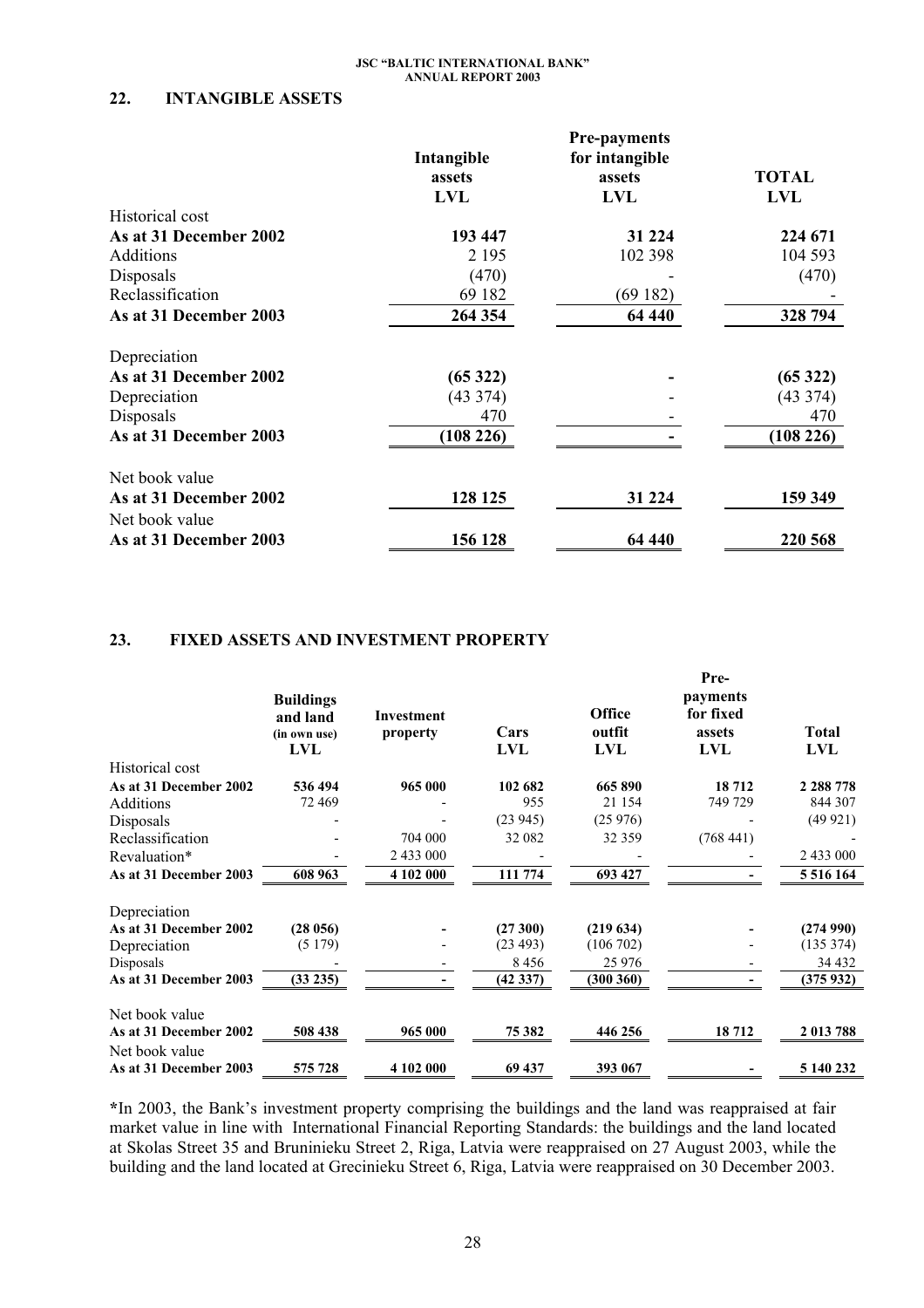## 22. INTANGIBLE ASSETS

| | Intangible assets LVL | Pre-payments for intangible assets LVL | TOTAL LVL |
|---|---|---|---|
| Historical cost | | | |
| **As at 31 December 2002** | **193 447** | **31 224** | **224 671** |
| Additions | 2 195 | 102 398 | 104 593 |
| Disposals | (470) | - | (470) |
| Reclassification | 69 182 | (69 182) | - |
| **As at 31 December 2003** | **264 354** | **64 440** | **328 794** |
| Depreciation | | | |
| **As at 31 December 2002** | **(65 322)** | **-** | **(65 322)** |
| Depreciation | (43 374) | - | (43 374) |
| Disposals | 470 | - | 470 |
| **As at 31 December 2003** | **(108 226)** | **-** | **(108 226)** |
| Net book value | | | |
| **As at 31 December 2002** | **128 125** | **31 224** | **159 349** |
| Net book value | | | |
| **As at 31 December 2003** | **156 128** | **64 440** | **220 568** |

## 23. FIXED ASSETS AND INVESTMENT PROPERTY

| | Buildings and land (in own use) LVL | Investment property | Cars LVL | Office outfit LVL | Pre-payments for fixed assets LVL | Total LVL |
|---|---|---|---|---|---|---|
| Historical cost | | | | | | |
| **As at 31 December 2002** | **536 494** | **965 000** | **102 682** | **665 890** | **18 712** | **2 288 778** |
| Additions | 72 469 | - | 955 | 21 154 | 749 729 | 844 307 |
| Disposals | - | - | (23 945) | (25 976) | - | (49 921) |
| Reclassification | - | 704 000 | 32 082 | 32 359 | (768 441) | - |
| Revaluation* | - | 2 433 000 | - | - | - | 2 433 000 |
| **As at 31 December 2003** | **608 963** | **4 102 000** | **111 774** | **693 427** | **-** | **5 516 164** |
| Depreciation | | | | | | |
| **As at 31 December 2002** | **(28 056)** | **-** | **(27 300)** | **(219 634)** | **-** | **(274 990)** |
| Depreciation | (5 179) | - | (23 493) | (106 702) | - | (135 374) |
| Disposals | - | - | 8 456 | 25 976 | - | 34 432 |
| **As at 31 December 2003** | **(33 235)** | **-** | **(42 337)** | **(300 360)** | **-** | **(375 932)** |
| Net book value | | | | | | |
| **As at 31 December 2002** | **508 438** | **965 000** | **75 382** | **446 256** | **18 712** | **2 013 788** |
| Net book value | | | | | | |
| **As at 31 December 2003** | **575 728** | **4 102 000** | **69 437** | **393 067** | **-** | **5 140 232** |

**\***In 2003, the Bank's investment property comprising the buildings and the land was reappraised at fair market value in line with International Financial Reporting Standards: the buildings and the land located at Skolas Street 35 and Bruninieku Street 2, Riga, Latvia were reappraised on 27 August 2003, while the building and the land located at Grecinieku Street 6, Riga, Latvia were reappraised on 30 December 2003.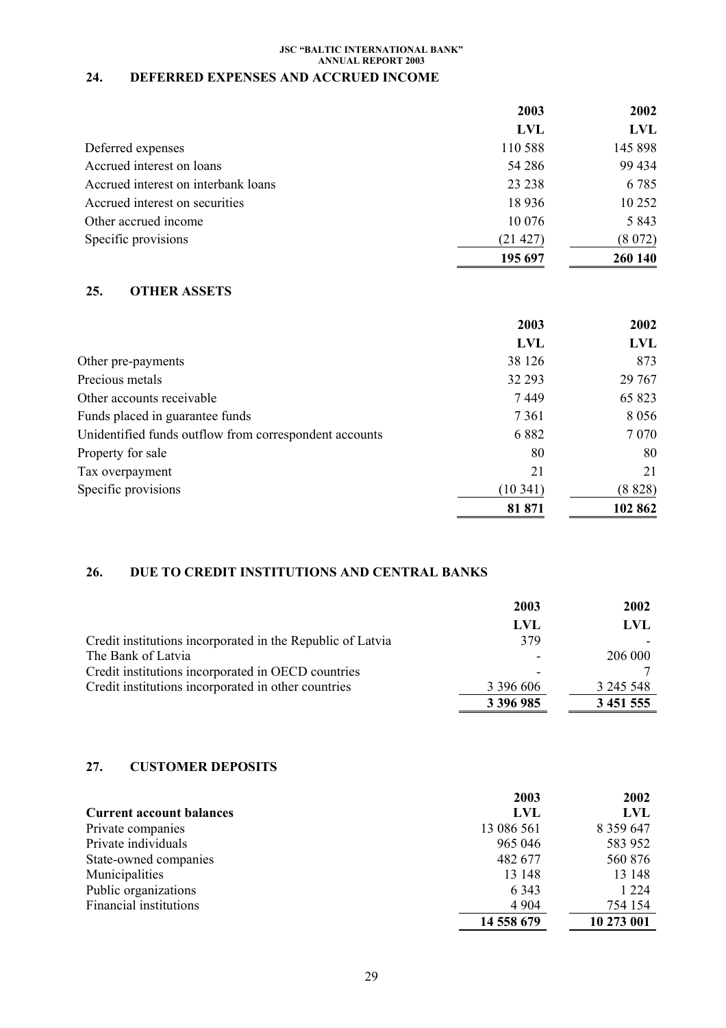## 24. DEFERRED EXPENSES AND ACCRUED INCOME

| | 2003 | 2002 |
|---|---|---|
| | LVL | LVL |
| Deferred expenses | 110 588 | 145 898 |
| Accrued interest on loans | 54 286 | 99 434 |
| Accrued interest on interbank loans | 23 238 | 6 785 |
| Accrued interest on securities | 18 936 | 10 252 |
| Other accrued income | 10 076 | 5 843 |
| Specific provisions | (21 427) | (8 072) |
| | **195 697** | **260 140** |

## 25. OTHER ASSETS

| | 2003 | 2002 |
|---|---|---|
| | LVL | LVL |
| Other pre-payments | 38 126 | 873 |
| Precious metals | 32 293 | 29 767 |
| Other accounts receivable | 7 449 | 65 823 |
| Funds placed in guarantee funds | 7 361 | 8 056 |
| Unidentified funds outflow from correspondent accounts | 6 882 | 7 070 |
| Property for sale | 80 | 80 |
| Tax overpayment | 21 | 21 |
| Specific provisions | (10 341) | (8 828) |
| | **81 871** | **102 862** |

## 26. DUE TO CREDIT INSTITUTIONS AND CENTRAL BANKS

| | 2003 | 2002 |
|---|---|---|
| | LVL | LVL |
| Credit institutions incorporated in the Republic of Latvia | 379 | - |
| The Bank of Latvia | - | 206 000 |
| Credit institutions incorporated in OECD countries | - | 7 |
| Credit institutions incorporated in other countries | 3 396 606 | 3 245 548 |
| | **3 396 985** | **3 451 555** |

## 27. CUSTOMER DEPOSITS

| | 2003 | 2002 |
|---|---|---|
| **Current account balances** | LVL | LVL |
| Private companies | 13 086 561 | 8 359 647 |
| Private individuals | 965 046 | 583 952 |
| State-owned companies | 482 677 | 560 876 |
| Municipalities | 13 148 | 13 148 |
| Public organizations | 6 343 | 1 224 |
| Financial institutions | 4 904 | 754 154 |
| | **14 558 679** | **10 273 001** |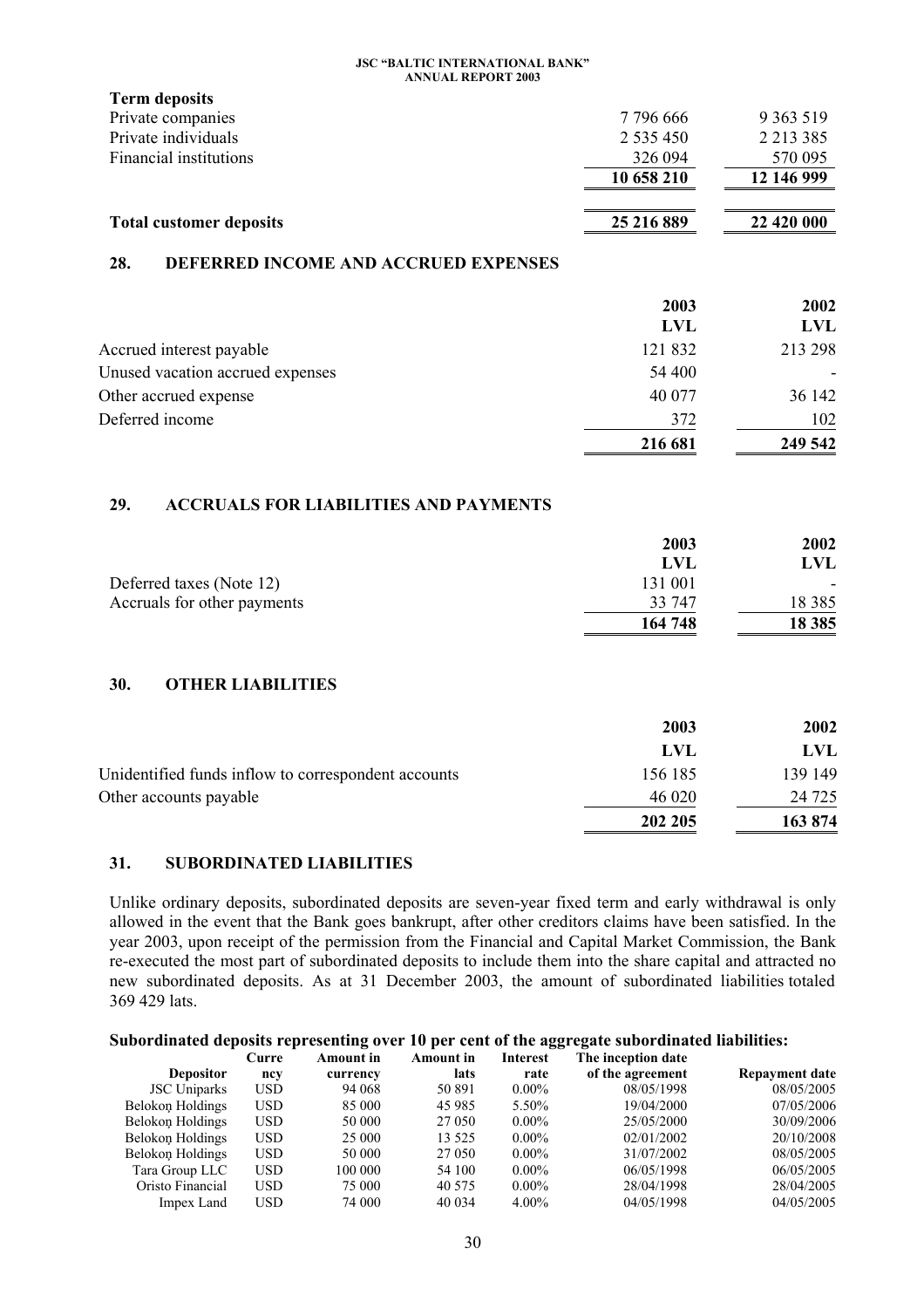| | | |
|---|---|---|
| **Term deposits** | | |
| Private companies | 7 796 666 | 9 363 519 |
| Private individuals | 2 535 450 | 2 213 385 |
| Financial institutions | 326 094 | 570 095 |
| | **10 658 210** | **12 146 999** |
| **Total customer deposits** | **25 216 889** | **22 420 000** |

## 28. DEFERRED INCOME AND ACCRUED EXPENSES

| | 2003 | 2002 |
|---|---|---|
| | LVL | LVL |
| Accrued interest payable | 121 832 | 213 298 |
| Unused vacation accrued expenses | 54 400 | - |
| Other accrued expense | 40 077 | 36 142 |
| Deferred income | 372 | 102 |
| | **216 681** | **249 542** |

## 29. ACCRUALS FOR LIABILITIES AND PAYMENTS

| | 2003 | 2002 |
|---|---|---|
| | LVL | LVL |
| Deferred taxes (Note 12) | 131 001 | - |
| Accruals for other payments | 33 747 | 18 385 |
| | **164 748** | **18 385** |

## 30. OTHER LIABILITIES

| | 2003 | 2002 |
|---|---|---|
| | LVL | LVL |
| Unidentified funds inflow to correspondent accounts | 156 185 | 139 149 |
| Other accounts payable | 46 020 | 24 725 |
| | **202 205** | **163 874** |

## 31. SUBORDINATED LIABILITIES

Unlike ordinary deposits, subordinated deposits are seven-year fixed term and early withdrawal is only allowed in the event that the Bank goes bankrupt, after other creditors claims have been satisfied. In the year 2003, upon receipt of the permission from the Financial and Capital Market Commission, the Bank re-executed the most part of subordinated deposits to include them into the share capital and attracted no new subordinated deposits. As at 31 December 2003, the amount of subordinated liabilities totaled 369 429 lats.

**Subordinated deposits representing over 10 per cent of the aggregate subordinated liabilities:**

| Depositor | Currency | Amount in currency | Amount in lats | Interest rate | The inception date of the agreement | Repayment date |
|---|---|---|---|---|---|---|
| JSC Uniparks | USD | 94 068 | 50 891 | 0.00% | 08/05/1998 | 08/05/2005 |
| Belokoņ Holdings | USD | 85 000 | 45 985 | 5.50% | 19/04/2000 | 07/05/2006 |
| Belokoņ Holdings | USD | 50 000 | 27 050 | 0.00% | 25/05/2000 | 30/09/2006 |
| Belokoņ Holdings | USD | 25 000 | 13 525 | 0.00% | 02/01/2002 | 20/10/2008 |
| Belokoņ Holdings | USD | 50 000 | 27 050 | 0.00% | 31/07/2002 | 08/05/2005 |
| Tara Group LLC | USD | 100 000 | 54 100 | 0.00% | 06/05/1998 | 06/05/2005 |
| Oristo Financial | USD | 75 000 | 40 575 | 0.00% | 28/04/1998 | 28/04/2005 |
| Impex Land | USD | 74 000 | 40 034 | 4.00% | 04/05/1998 | 04/05/2005 |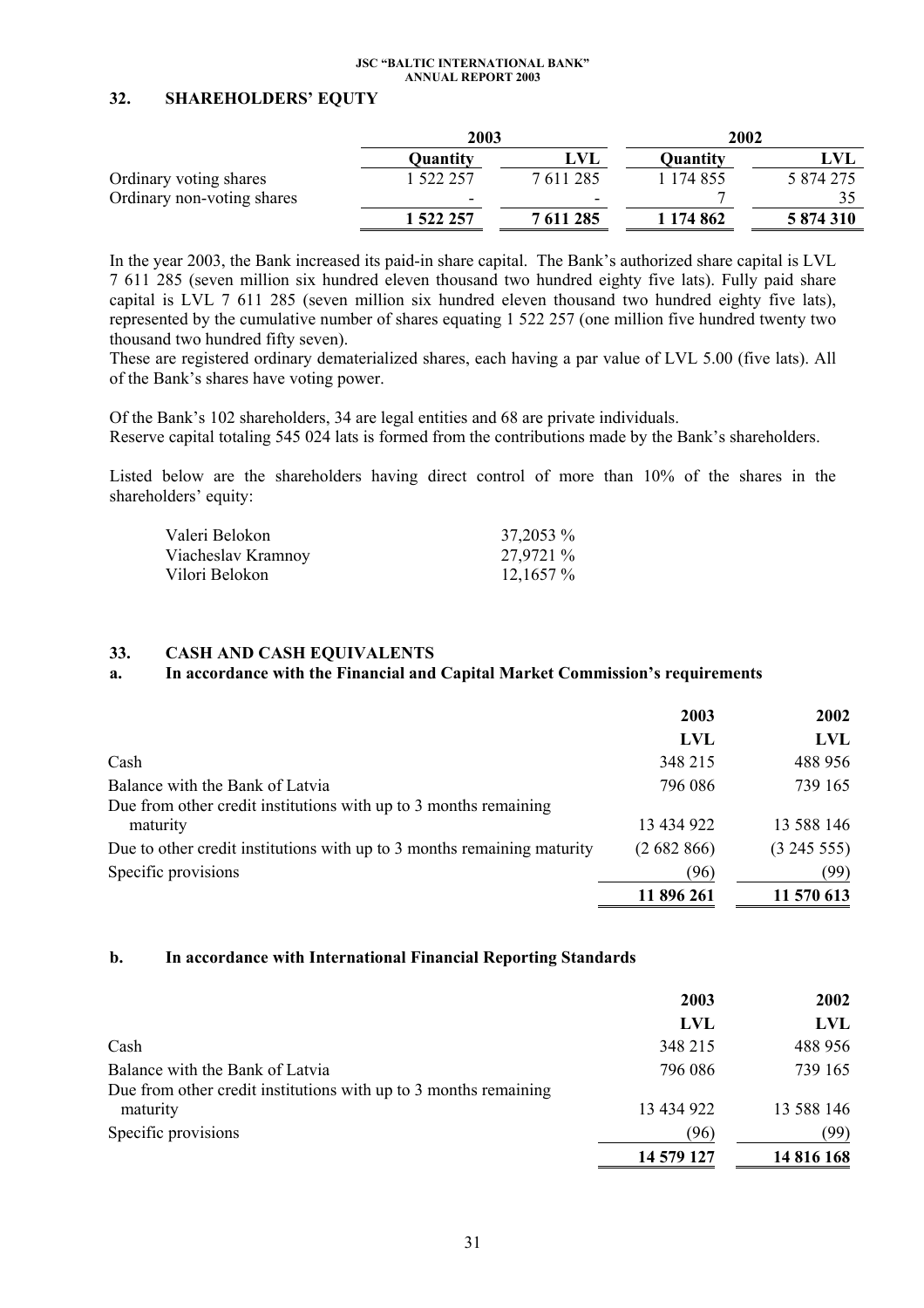## 32. SHAREHOLDERS' EQUTY

| | 2003 | | 2002 | |
|---|---|---|---|---|
| | **Quantity** | **LVL** | **Quantity** | **LVL** |
| Ordinary voting shares | 1 522 257 | 7 611 285 | 1 174 855 | 5 874 275 |
| Ordinary non-voting shares | - | - | 7 | 35 |
| | **1 522 257** | **7 611 285** | **1 174 862** | **5 874 310** |

In the year 2003, the Bank increased its paid-in share capital. The Bank's authorized share capital is LVL 7 611 285 (seven million six hundred eleven thousand two hundred eighty five lats). Fully paid share capital is LVL 7 611 285 (seven million six hundred eleven thousand two hundred eighty five lats), represented by the cumulative number of shares equating 1 522 257 (one million five hundred twenty two thousand two hundred fifty seven).
These are registered ordinary dematerialized shares, each having a par value of LVL 5.00 (five lats). All of the Bank's shares have voting power.

Of the Bank's 102 shareholders, 34 are legal entities and 68 are private individuals.
Reserve capital totaling 545 024 lats is formed from the contributions made by the Bank's shareholders.

Listed below are the shareholders having direct control of more than 10% of the shares in the shareholders' equity:

| | |
|---|---|
| Valeri Belokon | 37,2053 % |
| Viacheslav Kramnoy | 27,9721 % |
| Vilori Belokon | 12,1657 % |

## 33. CASH AND CASH EQUIVALENTS

### a. In accordance with the Financial and Capital Market Commission's requirements

| | 2003 | 2002 |
|---|---|---|
| | **LVL** | **LVL** |
| Cash | 348 215 | 488 956 |
| Balance with the Bank of Latvia | 796 086 | 739 165 |
| Due from other credit institutions with up to 3 months remaining maturity | 13 434 922 | 13 588 146 |
| Due to other credit institutions with up to 3 months remaining maturity | (2 682 866) | (3 245 555) |
| Specific provisions | (96) | (99) |
| | **11 896 261** | **11 570 613** |

### b. In accordance with International Financial Reporting Standards

| | 2003 | 2002 |
|---|---|---|
| | **LVL** | **LVL** |
| Cash | 348 215 | 488 956 |
| Balance with the Bank of Latvia | 796 086 | 739 165 |
| Due from other credit institutions with up to 3 months remaining maturity | 13 434 922 | 13 588 146 |
| Specific provisions | (96) | (99) |
| | **14 579 127** | **14 816 168** |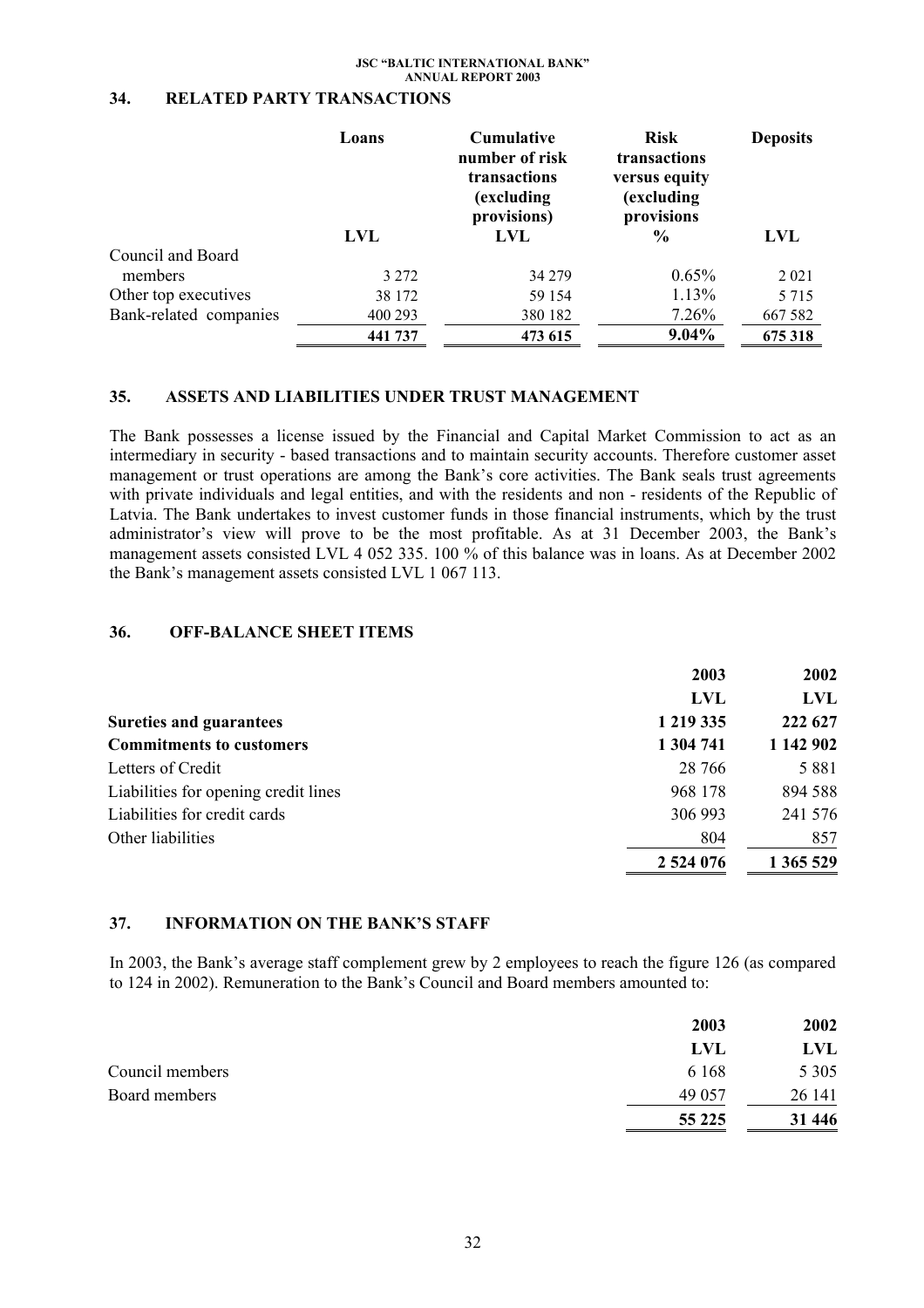## 34. RELATED PARTY TRANSACTIONS

| | Loans | Cumulative number of risk transactions (excluding provisions) | Risk transactions versus equity (excluding provisions | Deposits |
|---|---|---|---|---|
| | LVL | LVL | % | LVL |
| Council and Board members | 3 272 | 34 279 | 0.65% | 2 021 |
| Other top executives | 38 172 | 59 154 | 1.13% | 5 715 |
| Bank-related companies | 400 293 | 380 182 | 7.26% | 667 582 |
| | **441 737** | **473 615** | **9.04%** | **675 318** |

## 35. ASSETS AND LIABILITIES UNDER TRUST MANAGEMENT

The Bank possesses a license issued by the Financial and Capital Market Commission to act as an intermediary in security - based transactions and to maintain security accounts. Therefore customer asset management or trust operations are among the Bank's core activities. The Bank seals trust agreements with private individuals and legal entities, and with the residents and non - residents of the Republic of Latvia. The Bank undertakes to invest customer funds in those financial instruments, which by the trust administrator's view will prove to be the most profitable. As at 31 December 2003, the Bank's management assets consisted LVL 4 052 335. 100 % of this balance was in loans. As at December 2002 the Bank's management assets consisted LVL 1 067 113.

## 36. OFF-BALANCE SHEET ITEMS

| | 2003 | 2002 |
|---|---|---|
| | LVL | LVL |
| **Sureties and guarantees** | **1 219 335** | **222 627** |
| **Commitments to customers** | **1 304 741** | **1 142 902** |
| Letters of Credit | 28 766 | 5 881 |
| Liabilities for opening credit lines | 968 178 | 894 588 |
| Liabilities for credit cards | 306 993 | 241 576 |
| Other liabilities | 804 | 857 |
| | **2 524 076** | **1 365 529** |

## 37. INFORMATION ON THE BANK'S STAFF

In 2003, the Bank's average staff complement grew by 2 employees to reach the figure 126 (as compared to 124 in 2002). Remuneration to the Bank's Council and Board members amounted to:

| | 2003 | 2002 |
|---|---|---|
| | LVL | LVL |
| Council members | 6 168 | 5 305 |
| Board members | 49 057 | 26 141 |
| | **55 225** | **31 446** |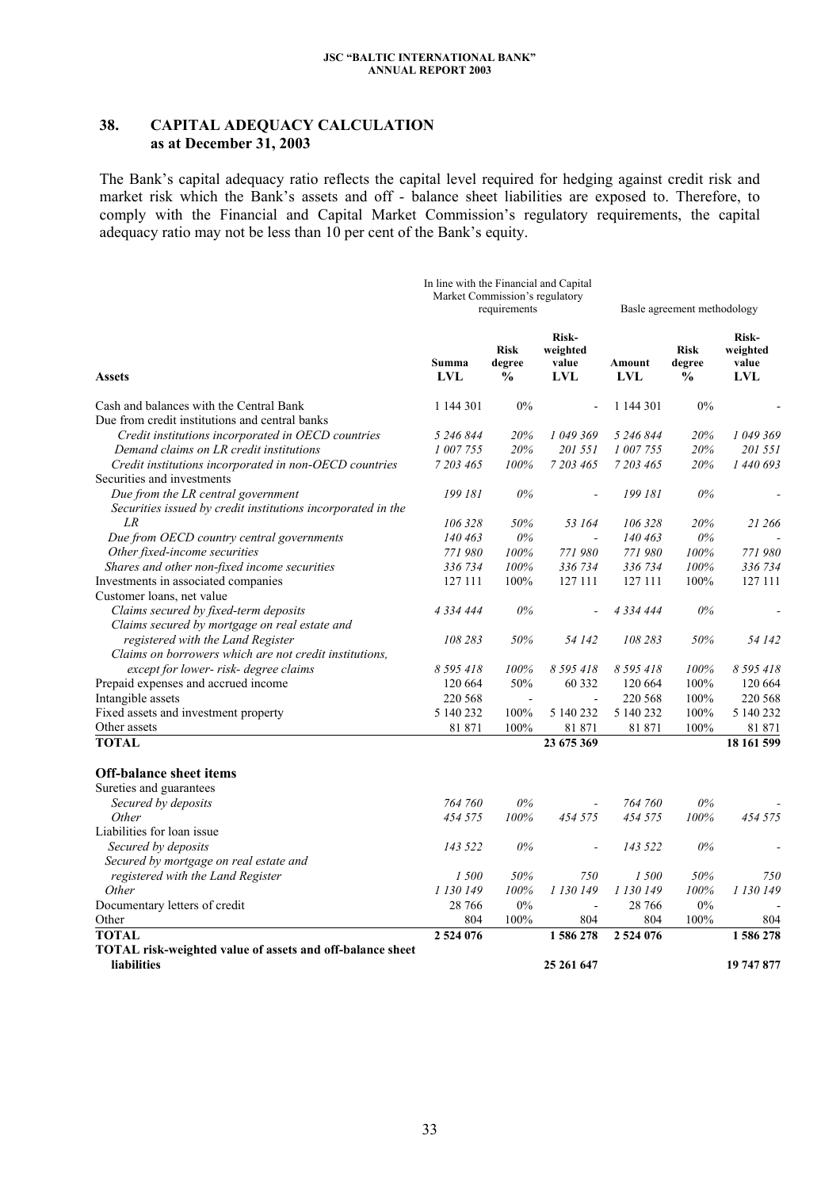## 38. CAPITAL ADEQUACY CALCULATION as at December 31, 2003

The Bank's capital adequacy ratio reflects the capital level required for hedging against credit risk and market risk which the Bank's assets and off - balance sheet liabilities are exposed to. Therefore, to comply with the Financial and Capital Market Commission's regulatory requirements, the capital adequacy ratio may not be less than 10 per cent of the Bank's equity.

| | In line with the Financial and Capital Market Commission's regulatory requirements | | | Basle agreement methodology | | |
|---|---|---|---|---|---|---|
| **Assets** | **Summa LVL** | **Risk degree %** | **Risk-weighted value LVL** | **Amount LVL** | **Risk degree %** | **Risk-weighted value LVL** |
| Cash and balances with the Central Bank | 1 144 301 | 0% | - | 1 144 301 | 0% | - |
| Due from credit institutions and central banks | | | | | | |
| *Credit institutions incorporated in OECD countries* | *5 246 844* | *20%* | *1 049 369* | *5 246 844* | *20%* | *1 049 369* |
| *Demand claims on LR credit institutions* | *1 007 755* | *20%* | *201 551* | *1 007 755* | *20%* | *201 551* |
| *Credit institutions incorporated in non-OECD countries* | *7 203 465* | *100%* | *7 203 465* | *7 203 465* | *20%* | *1 440 693* |
| Securities and investments | | | | | | |
| *Due from the LR central government* | *199 181* | *0%* | - | *199 181* | *0%* | - |
| *Securities issued by credit institutions incorporated in the LR* | *106 328* | *50%* | *53 164* | *106 328* | *20%* | *21 266* |
| *Due from OECD country central governments* | *140 463* | *0%* | - | *140 463* | *0%* | - |
| *Other fixed-income securities* | *771 980* | *100%* | *771 980* | *771 980* | *100%* | *771 980* |
| *Shares and other non-fixed income securities* | *336 734* | *100%* | *336 734* | *336 734* | *100%* | *336 734* |
| Investments in associated companies | 127 111 | 100% | 127 111 | 127 111 | 100% | 127 111 |
| Customer loans, net value | | | | | | |
| *Claims secured by fixed-term deposits* | *4 334 444* | *0%* | - | *4 334 444* | *0%* | - |
| *Claims secured by mortgage on real estate and registered with the Land Register* | *108 283* | *50%* | *54 142* | *108 283* | *50%* | *54 142* |
| *Claims on borrowers which are not credit institutions, except for lower- risk- degree claims* | *8 595 418* | *100%* | *8 595 418* | *8 595 418* | *100%* | *8 595 418* |
| Prepaid expenses and accrued income | 120 664 | 50% | 60 332 | 120 664 | 100% | 120 664 |
| Intangible assets | 220 568 | - | - | 220 568 | 100% | 220 568 |
| Fixed assets and investment property | 5 140 232 | 100% | 5 140 232 | 5 140 232 | 100% | 5 140 232 |
| Other assets | 81 871 | 100% | 81 871 | 81 871 | 100% | 81 871 |
| **TOTAL** | | | **23 675 369** | | | **18 161 599** |
| **Off-balance sheet items** | | | | | | |
| Sureties and guarantees | | | | | | |
| *Secured by deposits* | *764 760* | *0%* | - | *764 760* | *0%* | - |
| *Other* | *454 575* | *100%* | *454 575* | *454 575* | *100%* | *454 575* |
| Liabilities for loan issue | | | | | | |
| *Secured by deposits* | *143 522* | *0%* | - | *143 522* | *0%* | - |
| *Secured by mortgage on real estate and registered with the Land Register* | *1 500* | *50%* | *750* | *1 500* | *50%* | *750* |
| *Other* | *1 130 149* | *100%* | *1 130 149* | *1 130 149* | *100%* | *1 130 149* |
| Documentary letters of credit | 28 766 | 0% | - | 28 766 | 0% | - |
| Other | 804 | 100% | 804 | 804 | 100% | 804 |
| **TOTAL** | **2 524 076** | | **1 586 278** | **2 524 076** | | **1 586 278** |
| **TOTAL risk-weighted value of assets and off-balance sheet liabilities** | | | **25 261 647** | | | **19 747 877** |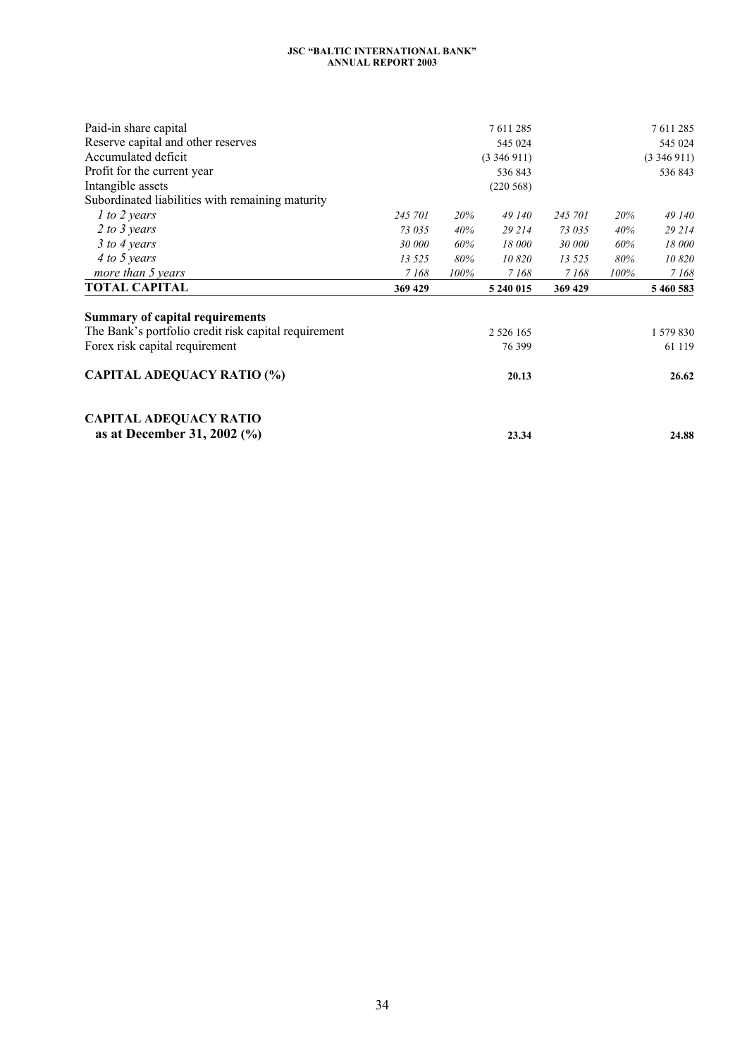| | | | | | | |
|---|---|---|---|---|---|---|
| Paid-in share capital | | | 7 611 285 | | | 7 611 285 |
| Reserve capital and other reserves | | | 545 024 | | | 545 024 |
| Accumulated deficit | | | (3 346 911) | | | (3 346 911) |
| Profit for the current year | | | 536 843 | | | 536 843 |
| Intangible assets | | | (220 568) | | | |
| Subordinated liabilities with remaining maturity | | | | | | |
| *1 to 2 years* | *245 701* | *20%* | *49 140* | *245 701* | *20%* | *49 140* |
| *2 to 3 years* | *73 035* | *40%* | *29 214* | *73 035* | *40%* | *29 214* |
| *3 to 4 years* | *30 000* | *60%* | *18 000* | *30 000* | *60%* | *18 000* |
| *4 to 5 years* | *13 525* | *80%* | *10 820* | *13 525* | *80%* | *10 820* |
| *more than 5 years* | *7 168* | *100%* | *7 168* | *7 168* | *100%* | *7 168* |
| **TOTAL CAPITAL** | **369 429** | | **5 240 015** | **369 429** | | **5 460 583** |
| | | | | | | |
| **Summary of capital requirements** | | | | | | |
| The Bank's portfolio credit risk capital requirement | | | 2 526 165 | | | 1 579 830 |
| Forex risk capital requirement | | | 76 399 | | | 61 119 |
| | | | | | | |
| **CAPITAL ADEQUACY RATIO (%)** | | | **20.13** | | | **26.62** |
| | | | | | | |
| **CAPITAL ADEQUACY RATIO as at December 31, 2002 (%)** | | | **23.34** | | | **24.88** |